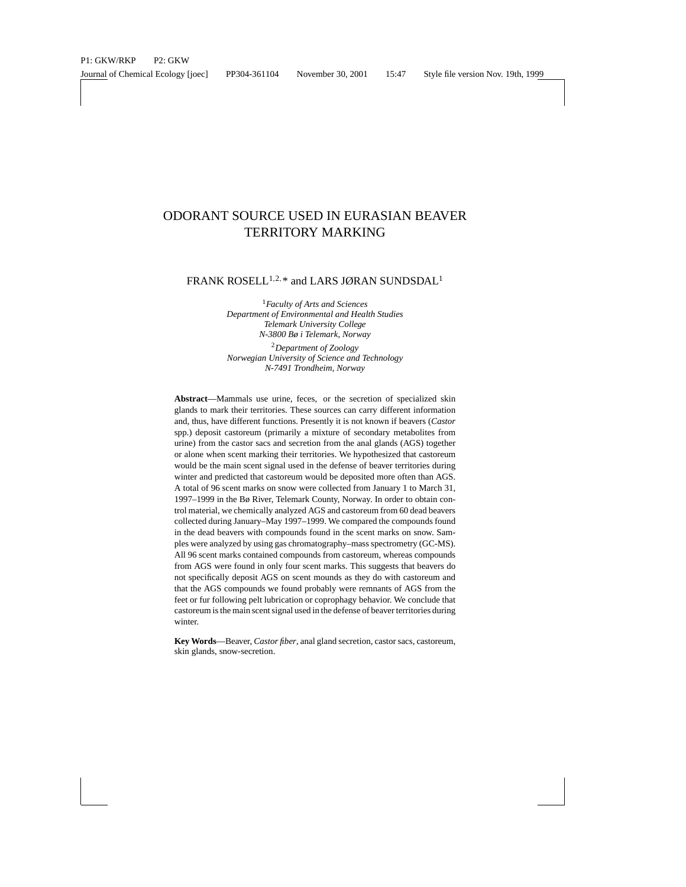# ODORANT SOURCE USED IN EURASIAN BEAVER TERRITORY MARKING

FRANK ROSELL[1,2,*] and LARS JØRAN SUNDSDAL[1]

[1]*Faculty of Arts and Sciences*
*Department of Environmental and Health Studies*
*Telemark University College*
*N-3800 Bø i Telemark, Norway*

[2]*Department of Zoology*
*Norwegian University of Science and Technology*
*N-7491 Trondheim, Norway*

**Abstract**—Mammals use urine, feces, or the secretion of specialized skin glands to mark their territories. These sources can carry different information and, thus, have different functions. Presently it is not known if beavers (*Castor* spp.) deposit castoreum (primarily a mixture of secondary metabolites from urine) from the castor sacs and secretion from the anal glands (AGS) together or alone when scent marking their territories. We hypothesized that castoreum would be the main scent signal used in the defense of beaver territories during winter and predicted that castoreum would be deposited more often than AGS. A total of 96 scent marks on snow were collected from January 1 to March 31, 1997–1999 in the Bø River, Telemark County, Norway. In order to obtain control material, we chemically analyzed AGS and castoreum from 60 dead beavers collected during January–May 1997–1999. We compared the compounds found in the dead beavers with compounds found in the scent marks on snow. Samples were analyzed by using gas chromatography–mass spectrometry (GC-MS). All 96 scent marks contained compounds from castoreum, whereas compounds from AGS were found in only four scent marks. This suggests that beavers do not specifically deposit AGS on scent mounds as they do with castoreum and that the AGS compounds we found probably were remnants of AGS from the feet or fur following pelt lubrication or coprophagy behavior. We conclude that castoreum is the main scent signal used in the defense of beaver territories during winter.

**Key Words**—Beaver, *Castor fiber*, anal gland secretion, castor sacs, castoreum, skin glands, snow-secretion.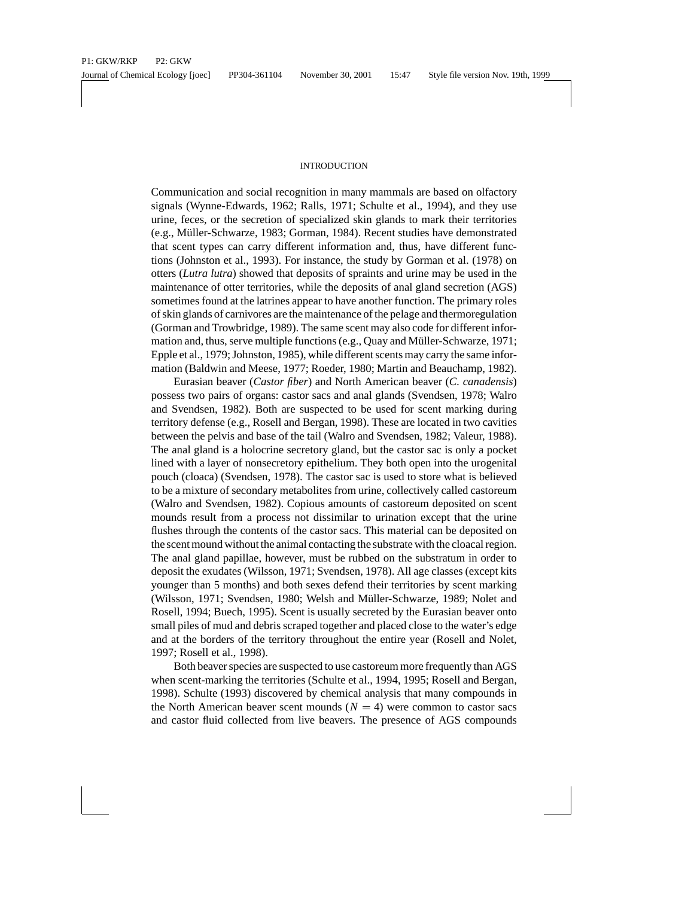## INTRODUCTION

Communication and social recognition in many mammals are based on olfactory signals (Wynne-Edwards, 1962; Ralls, 1971; Schulte et al., 1994), and they use urine, feces, or the secretion of specialized skin glands to mark their territories (e.g., Müller-Schwarze, 1983; Gorman, 1984). Recent studies have demonstrated that scent types can carry different information and, thus, have different functions (Johnston et al., 1993). For instance, the study by Gorman et al. (1978) on otters (*Lutra lutra*) showed that deposits of spraints and urine may be used in the maintenance of otter territories, while the deposits of anal gland secretion (AGS) sometimes found at the latrines appear to have another function. The primary roles of skin glands of carnivores are the maintenance of the pelage and thermoregulation (Gorman and Trowbridge, 1989). The same scent may also code for different information and, thus, serve multiple functions (e.g., Quay and Müller-Schwarze, 1971; Epple et al., 1979; Johnston, 1985), while different scents may carry the same information (Baldwin and Meese, 1977; Roeder, 1980; Martin and Beauchamp, 1982).

Eurasian beaver (*Castor fiber*) and North American beaver (*C. canadensis*) possess two pairs of organs: castor sacs and anal glands (Svendsen, 1978; Walro and Svendsen, 1982). Both are suspected to be used for scent marking during territory defense (e.g., Rosell and Bergan, 1998). These are located in two cavities between the pelvis and base of the tail (Walro and Svendsen, 1982; Valeur, 1988). The anal gland is a holocrine secretory gland, but the castor sac is only a pocket lined with a layer of nonsecretory epithelium. They both open into the urogenital pouch (cloaca) (Svendsen, 1978). The castor sac is used to store what is believed to be a mixture of secondary metabolites from urine, collectively called castoreum (Walro and Svendsen, 1982). Copious amounts of castoreum deposited on scent mounds result from a process not dissimilar to urination except that the urine flushes through the contents of the castor sacs. This material can be deposited on the scent mound without the animal contacting the substrate with the cloacal region. The anal gland papillae, however, must be rubbed on the substratum in order to deposit the exudates (Wilsson, 1971; Svendsen, 1978). All age classes (except kits younger than 5 months) and both sexes defend their territories by scent marking (Wilsson, 1971; Svendsen, 1980; Welsh and Müller-Schwarze, 1989; Nolet and Rosell, 1994; Buech, 1995). Scent is usually secreted by the Eurasian beaver onto small piles of mud and debris scraped together and placed close to the water's edge and at the borders of the territory throughout the entire year (Rosell and Nolet, 1997; Rosell et al., 1998).

Both beaver species are suspected to use castoreum more frequently than AGS when scent-marking the territories (Schulte et al., 1994, 1995; Rosell and Bergan, 1998). Schulte (1993) discovered by chemical analysis that many compounds in the North American beaver scent mounds ($N = 4$) were common to castor sacs and castor fluid collected from live beavers. The presence of AGS compounds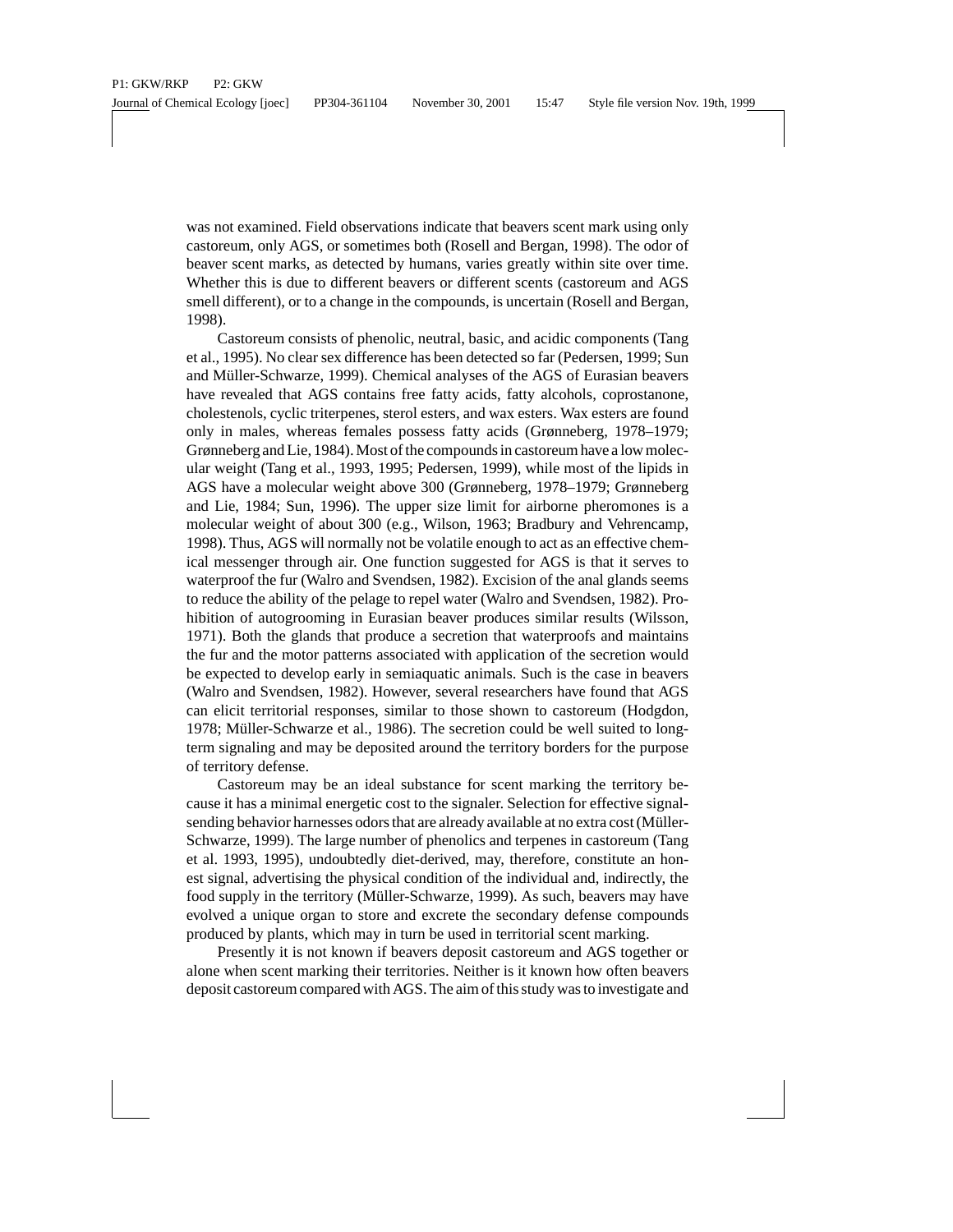was not examined. Field observations indicate that beavers scent mark using only castoreum, only AGS, or sometimes both (Rosell and Bergan, 1998). The odor of beaver scent marks, as detected by humans, varies greatly within site over time. Whether this is due to different beavers or different scents (castoreum and AGS smell different), or to a change in the compounds, is uncertain (Rosell and Bergan, 1998).

Castoreum consists of phenolic, neutral, basic, and acidic components (Tang et al., 1995). No clear sex difference has been detected so far (Pedersen, 1999; Sun and Müller-Schwarze, 1999). Chemical analyses of the AGS of Eurasian beavers have revealed that AGS contains free fatty acids, fatty alcohols, coprostanone, cholestenols, cyclic triterpenes, sterol esters, and wax esters. Wax esters are found only in males, whereas females possess fatty acids (Grønneberg, 1978–1979; Grønneberg and Lie, 1984). Most of the compounds in castoreum have a low molecular weight (Tang et al., 1993, 1995; Pedersen, 1999), while most of the lipids in AGS have a molecular weight above 300 (Grønneberg, 1978–1979; Grønneberg and Lie, 1984; Sun, 1996). The upper size limit for airborne pheromones is a molecular weight of about 300 (e.g., Wilson, 1963; Bradbury and Vehrencamp, 1998). Thus, AGS will normally not be volatile enough to act as an effective chemical messenger through air. One function suggested for AGS is that it serves to waterproof the fur (Walro and Svendsen, 1982). Excision of the anal glands seems to reduce the ability of the pelage to repel water (Walro and Svendsen, 1982). Prohibition of autogrooming in Eurasian beaver produces similar results (Wilsson, 1971). Both the glands that produce a secretion that waterproofs and maintains the fur and the motor patterns associated with application of the secretion would be expected to develop early in semiaquatic animals. Such is the case in beavers (Walro and Svendsen, 1982). However, several researchers have found that AGS can elicit territorial responses, similar to those shown to castoreum (Hodgdon, 1978; Müller-Schwarze et al., 1986). The secretion could be well suited to long-term signaling and may be deposited around the territory borders for the purpose of territory defense.

Castoreum may be an ideal substance for scent marking the territory because it has a minimal energetic cost to the signaler. Selection for effective signal-sending behavior harnesses odors that are already available at no extra cost (Müller-Schwarze, 1999). The large number of phenolics and terpenes in castoreum (Tang et al. 1993, 1995), undoubtedly diet-derived, may, therefore, constitute an honest signal, advertising the physical condition of the individual and, indirectly, the food supply in the territory (Müller-Schwarze, 1999). As such, beavers may have evolved a unique organ to store and excrete the secondary defense compounds produced by plants, which may in turn be used in territorial scent marking.

Presently it is not known if beavers deposit castoreum and AGS together or alone when scent marking their territories. Neither is it known how often beavers deposit castoreum compared with AGS. The aim of this study was to investigate and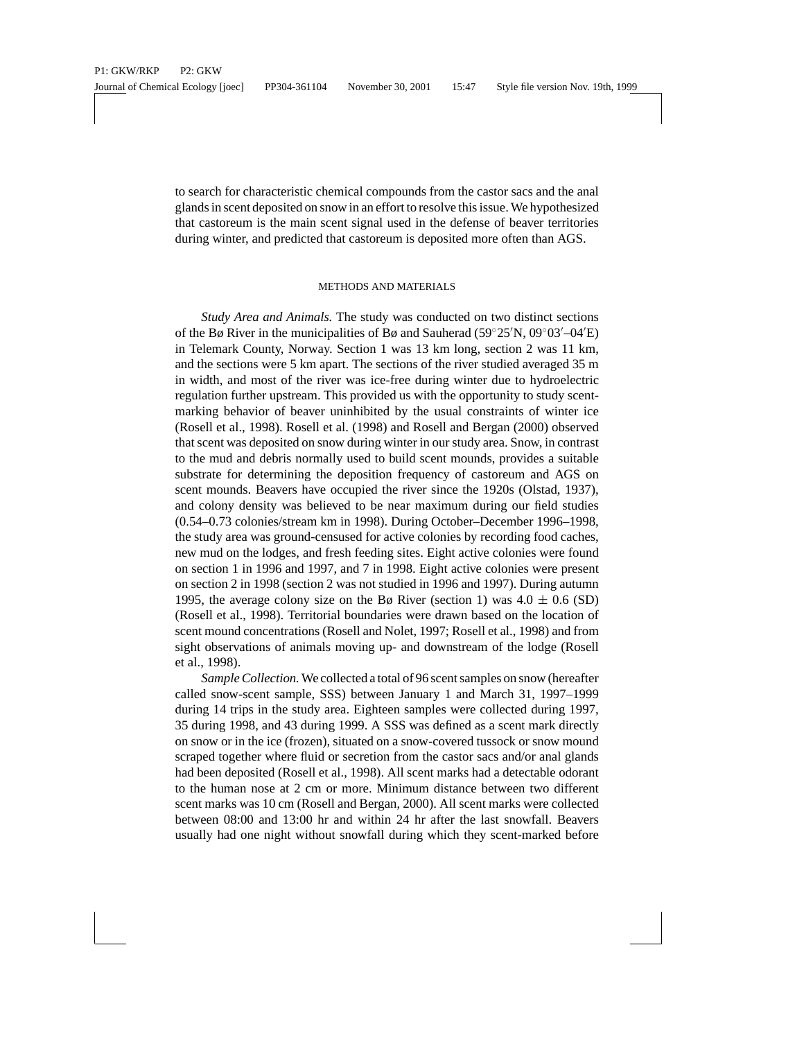to search for characteristic chemical compounds from the castor sacs and the anal glands in scent deposited on snow in an effort to resolve this issue. We hypothesized that castoreum is the main scent signal used in the defense of beaver territories during winter, and predicted that castoreum is deposited more often than AGS.

## METHODS AND MATERIALS

*Study Area and Animals.* The study was conducted on two distinct sections of the Bø River in the municipalities of Bø and Sauherad (59°25′N, 09°03′–04′E) in Telemark County, Norway. Section 1 was 13 km long, section 2 was 11 km, and the sections were 5 km apart. The sections of the river studied averaged 35 m in width, and most of the river was ice-free during winter due to hydroelectric regulation further upstream. This provided us with the opportunity to study scent-marking behavior of beaver uninhibited by the usual constraints of winter ice (Rosell et al., 1998). Rosell et al. (1998) and Rosell and Bergan (2000) observed that scent was deposited on snow during winter in our study area. Snow, in contrast to the mud and debris normally used to build scent mounds, provides a suitable substrate for determining the deposition frequency of castoreum and AGS on scent mounds. Beavers have occupied the river since the 1920s (Olstad, 1937), and colony density was believed to be near maximum during our field studies (0.54–0.73 colonies/stream km in 1998). During October–December 1996–1998, the study area was ground-censused for active colonies by recording food caches, new mud on the lodges, and fresh feeding sites. Eight active colonies were found on section 1 in 1996 and 1997, and 7 in 1998. Eight active colonies were present on section 2 in 1998 (section 2 was not studied in 1996 and 1997). During autumn 1995, the average colony size on the Bø River (section 1) was $4.0 \pm 0.6$ (SD) (Rosell et al., 1998). Territorial boundaries were drawn based on the location of scent mound concentrations (Rosell and Nolet, 1997; Rosell et al., 1998) and from sight observations of animals moving up- and downstream of the lodge (Rosell et al., 1998).

*Sample Collection.* We collected a total of 96 scent samples on snow (hereafter called snow-scent sample, SSS) between January 1 and March 31, 1997–1999 during 14 trips in the study area. Eighteen samples were collected during 1997, 35 during 1998, and 43 during 1999. A SSS was defined as a scent mark directly on snow or in the ice (frozen), situated on a snow-covered tussock or snow mound scraped together where fluid or secretion from the castor sacs and/or anal glands had been deposited (Rosell et al., 1998). All scent marks had a detectable odorant to the human nose at 2 cm or more. Minimum distance between two different scent marks was 10 cm (Rosell and Bergan, 2000). All scent marks were collected between 08:00 and 13:00 hr and within 24 hr after the last snowfall. Beavers usually had one night without snowfall during which they scent-marked before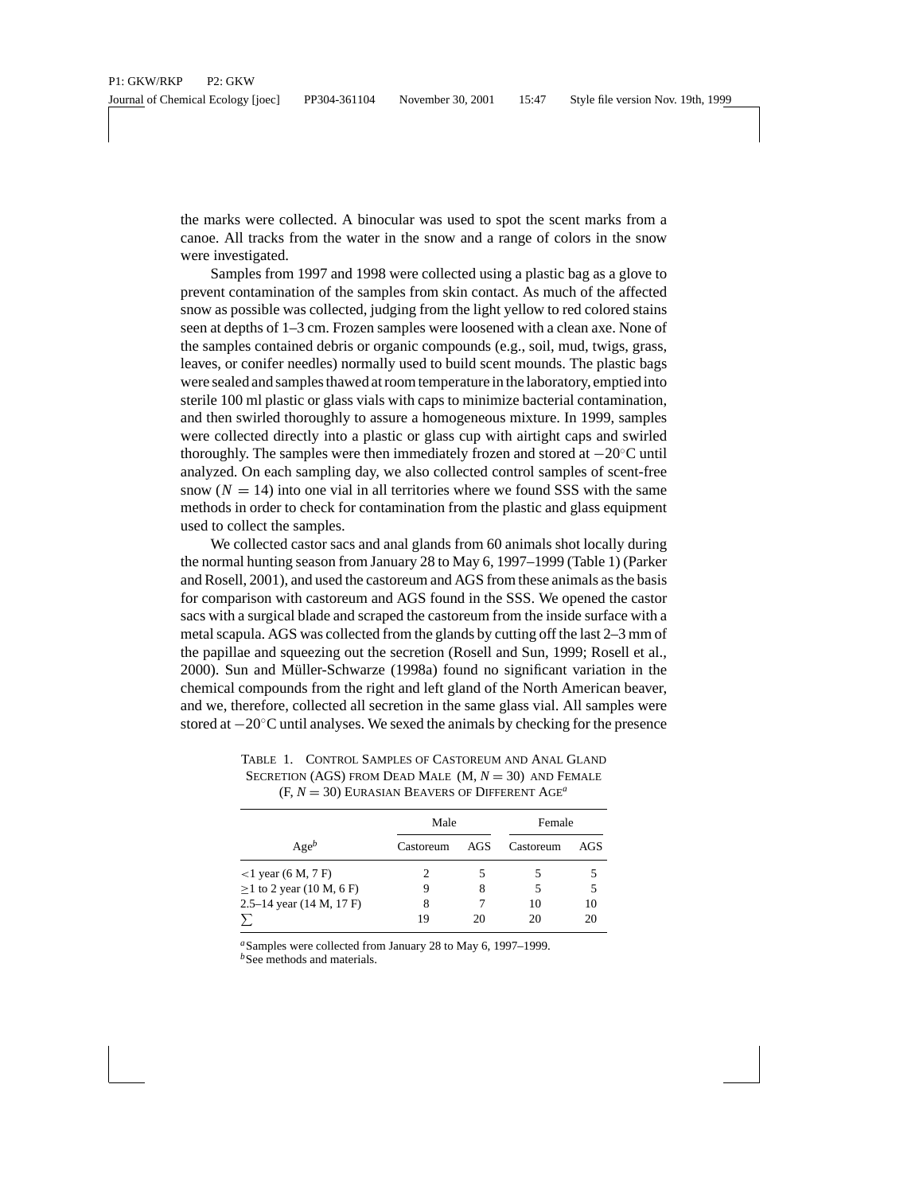the marks were collected. A binocular was used to spot the scent marks from a canoe. All tracks from the water in the snow and a range of colors in the snow were investigated.

Samples from 1997 and 1998 were collected using a plastic bag as a glove to prevent contamination of the samples from skin contact. As much of the affected snow as possible was collected, judging from the light yellow to red colored stains seen at depths of 1–3 cm. Frozen samples were loosened with a clean axe. None of the samples contained debris or organic compounds (e.g., soil, mud, twigs, grass, leaves, or conifer needles) normally used to build scent mounds. The plastic bags were sealed and samples thawed at room temperature in the laboratory, emptied into sterile 100 ml plastic or glass vials with caps to minimize bacterial contamination, and then swirled thoroughly to assure a homogeneous mixture. In 1999, samples were collected directly into a plastic or glass cup with airtight caps and swirled thoroughly. The samples were then immediately frozen and stored at $-20^{\circ}$C until analyzed. On each sampling day, we also collected control samples of scent-free snow ($N = 14$) into one vial in all territories where we found SSS with the same methods in order to check for contamination from the plastic and glass equipment used to collect the samples.

We collected castor sacs and anal glands from 60 animals shot locally during the normal hunting season from January 28 to May 6, 1997–1999 (Table 1) (Parker and Rosell, 2001), and used the castoreum and AGS from these animals as the basis for comparison with castoreum and AGS found in the SSS. We opened the castor sacs with a surgical blade and scraped the castoreum from the inside surface with a metal scapula. AGS was collected from the glands by cutting off the last 2–3 mm of the papillae and squeezing out the secretion (Rosell and Sun, 1999; Rosell et al., 2000). Sun and Müller-Schwarze (1998a) found no significant variation in the chemical compounds from the right and left gland of the North American beaver, and we, therefore, collected all secretion in the same glass vial. All samples were stored at $-20^{\circ}$C until analyses. We sexed the animals by checking for the presence

TABLE 1. CONTROL SAMPLES OF CASTOREUM AND ANAL GLAND SECRETION (AGS) FROM DEAD MALE (M, $N = 30$) AND FEMALE (F, $N = 30$) EURASIAN BEAVERS OF DIFFERENT AGE[a]

| | Male | | Female | |
|---|---|---|---|---|
| Age[b] | Castoreum | AGS | Castoreum | AGS |
| <1 year (6 M, 7 F) | 2 | 5 | 5 | 5 |
| ≥1 to 2 year (10 M, 6 F) | 9 | 8 | 5 | 5 |
| 2.5–14 year (14 M, 17 F) | 8 | 7 | 10 | 10 |
| ∑ | 19 | 20 | 20 | 20 |

[a] Samples were collected from January 28 to May 6, 1997–1999.
[b] See methods and materials.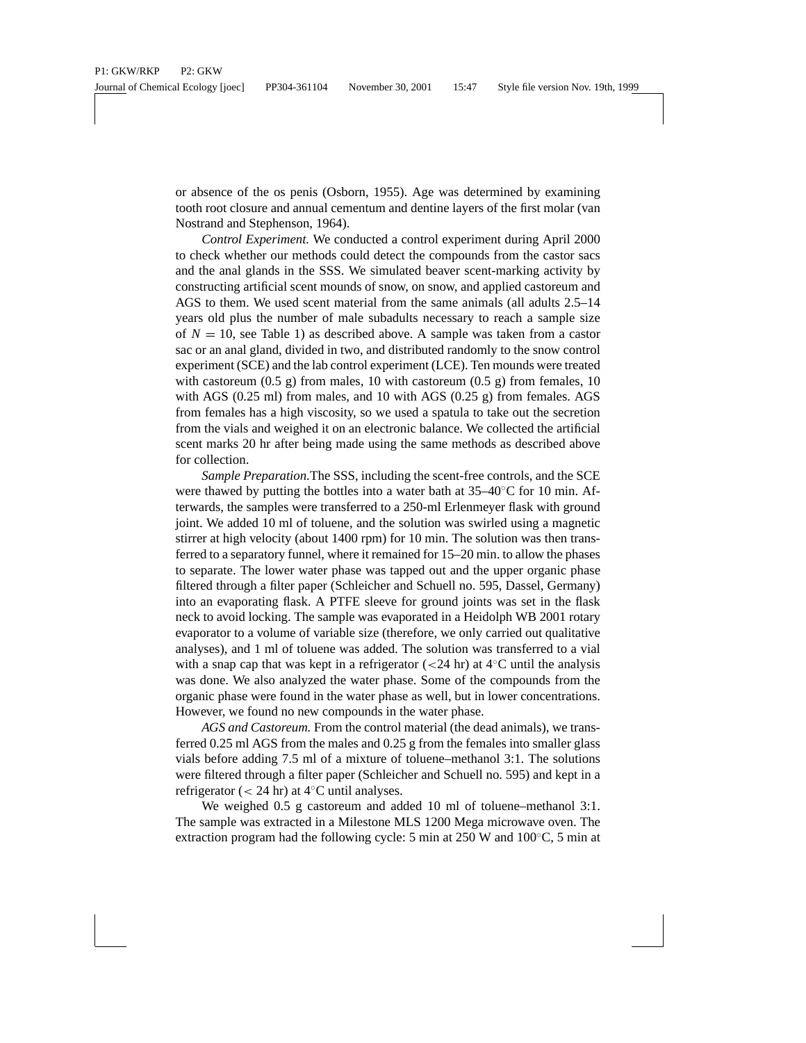or absence of the os penis (Osborn, 1955). Age was determined by examining tooth root closure and annual cementum and dentine layers of the first molar (van Nostrand and Stephenson, 1964).

*Control Experiment.* We conducted a control experiment during April 2000 to check whether our methods could detect the compounds from the castor sacs and the anal glands in the SSS. We simulated beaver scent-marking activity by constructing artificial scent mounds of snow, on snow, and applied castoreum and AGS to them. We used scent material from the same animals (all adults 2.5–14 years old plus the number of male subadults necessary to reach a sample size of $N = 10$, see Table 1) as described above. A sample was taken from a castor sac or an anal gland, divided in two, and distributed randomly to the snow control experiment (SCE) and the lab control experiment (LCE). Ten mounds were treated with castoreum (0.5 g) from males, 10 with castoreum (0.5 g) from females, 10 with AGS (0.25 ml) from males, and 10 with AGS (0.25 g) from females. AGS from females has a high viscosity, so we used a spatula to take out the secretion from the vials and weighed it on an electronic balance. We collected the artificial scent marks 20 hr after being made using the same methods as described above for collection.

*Sample Preparation.* The SSS, including the scent-free controls, and the SCE were thawed by putting the bottles into a water bath at 35–40°C for 10 min. Afterwards, the samples were transferred to a 250-ml Erlenmeyer flask with ground joint. We added 10 ml of toluene, and the solution was swirled using a magnetic stirrer at high velocity (about 1400 rpm) for 10 min. The solution was then transferred to a separatory funnel, where it remained for 15–20 min. to allow the phases to separate. The lower water phase was tapped out and the upper organic phase filtered through a filter paper (Schleicher and Schuell no. 595, Dassel, Germany) into an evaporating flask. A PTFE sleeve for ground joints was set in the flask neck to avoid locking. The sample was evaporated in a Heidolph WB 2001 rotary evaporator to a volume of variable size (therefore, we only carried out qualitative analyses), and 1 ml of toluene was added. The solution was transferred to a vial with a snap cap that was kept in a refrigerator (<24 hr) at 4°C until the analysis was done. We also analyzed the water phase. Some of the compounds from the organic phase were found in the water phase as well, but in lower concentrations. However, we found no new compounds in the water phase.

*AGS and Castoreum.* From the control material (the dead animals), we transferred 0.25 ml AGS from the males and 0.25 g from the females into smaller glass vials before adding 7.5 ml of a mixture of toluene–methanol 3:1. The solutions were filtered through a filter paper (Schleicher and Schuell no. 595) and kept in a refrigerator (< 24 hr) at 4°C until analyses.

We weighed 0.5 g castoreum and added 10 ml of toluene–methanol 3:1. The sample was extracted in a Milestone MLS 1200 Mega microwave oven. The extraction program had the following cycle: 5 min at 250 W and 100°C, 5 min at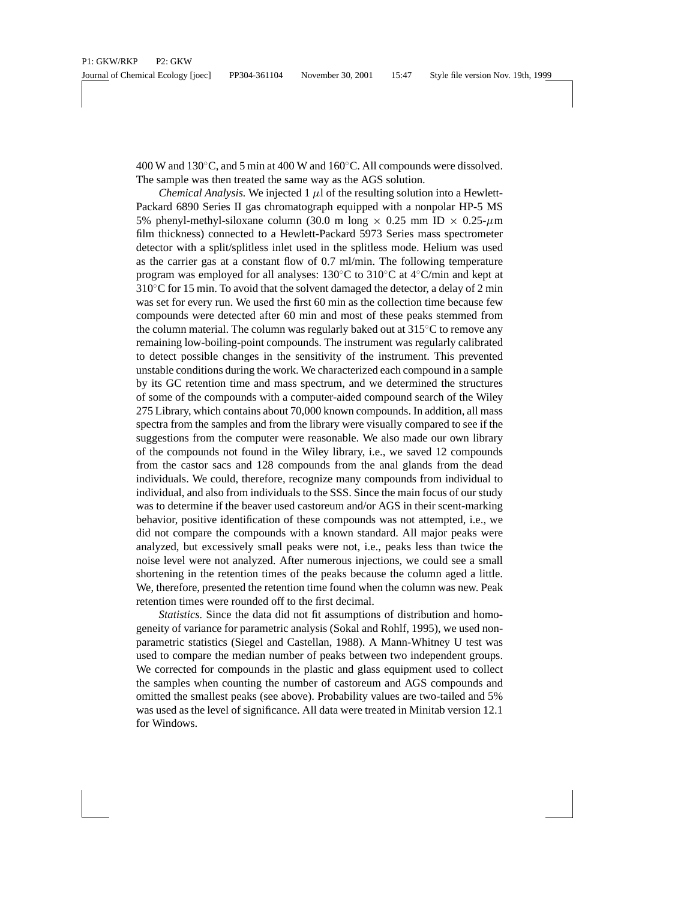400 W and 130°C, and 5 min at 400 W and 160°C. All compounds were dissolved. The sample was then treated the same way as the AGS solution.

*Chemical Analysis.* We injected 1 $\mu$l of the resulting solution into a Hewlett-Packard 6890 Series II gas chromatograph equipped with a nonpolar HP-5 MS 5% phenyl-methyl-siloxane column (30.0 m long $\times$ 0.25 mm ID $\times$ 0.25-$\mu$m film thickness) connected to a Hewlett-Packard 5973 Series mass spectrometer detector with a split/splitless inlet used in the splitless mode. Helium was used as the carrier gas at a constant flow of 0.7 ml/min. The following temperature program was employed for all analyses: 130°C to 310°C at 4°C/min and kept at 310°C for 15 min. To avoid that the solvent damaged the detector, a delay of 2 min was set for every run. We used the first 60 min as the collection time because few compounds were detected after 60 min and most of these peaks stemmed from the column material. The column was regularly baked out at 315°C to remove any remaining low-boiling-point compounds. The instrument was regularly calibrated to detect possible changes in the sensitivity of the instrument. This prevented unstable conditions during the work. We characterized each compound in a sample by its GC retention time and mass spectrum, and we determined the structures of some of the compounds with a computer-aided compound search of the Wiley 275 Library, which contains about 70,000 known compounds. In addition, all mass spectra from the samples and from the library were visually compared to see if the suggestions from the computer were reasonable. We also made our own library of the compounds not found in the Wiley library, i.e., we saved 12 compounds from the castor sacs and 128 compounds from the anal glands from the dead individuals. We could, therefore, recognize many compounds from individual to individual, and also from individuals to the SSS. Since the main focus of our study was to determine if the beaver used castoreum and/or AGS in their scent-marking behavior, positive identification of these compounds was not attempted, i.e., we did not compare the compounds with a known standard. All major peaks were analyzed, but excessively small peaks were not, i.e., peaks less than twice the noise level were not analyzed. After numerous injections, we could see a small shortening in the retention times of the peaks because the column aged a little. We, therefore, presented the retention time found when the column was new. Peak retention times were rounded off to the first decimal.

*Statistics.* Since the data did not fit assumptions of distribution and homogeneity of variance for parametric analysis (Sokal and Rohlf, 1995), we used nonparametric statistics (Siegel and Castellan, 1988). A Mann-Whitney U test was used to compare the median number of peaks between two independent groups. We corrected for compounds in the plastic and glass equipment used to collect the samples when counting the number of castoreum and AGS compounds and omitted the smallest peaks (see above). Probability values are two-tailed and 5% was used as the level of significance. All data were treated in Minitab version 12.1 for Windows.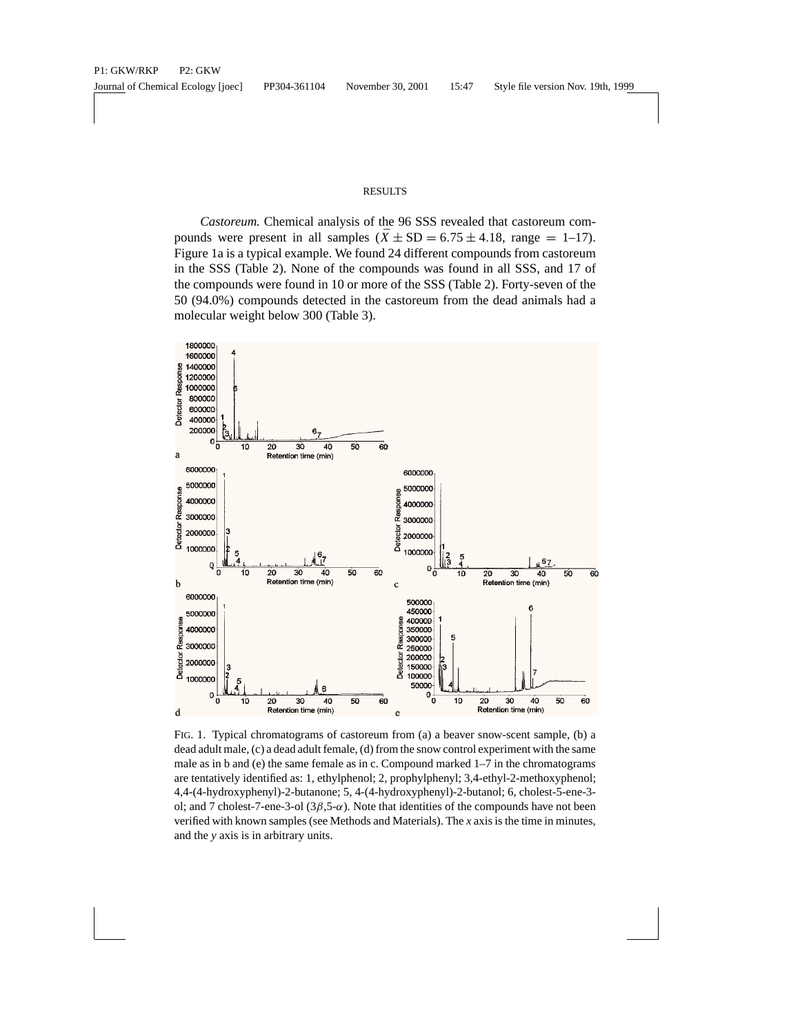## RESULTS

*Castoreum.* Chemical analysis of the 96 SSS revealed that castoreum compounds were present in all samples ($\bar{X} \pm \text{SD} = 6.75 \pm 4.18$, range = 1–17). Figure 1a is a typical example. We found 24 different compounds from castoreum in the SSS (Table 2). None of the compounds was found in all SSS, and 17 of the compounds were found in 10 or more of the SSS (Table 2). Forty-seven of the 50 (94.0%) compounds detected in the castoreum from the dead animals had a molecular weight below 300 (Table 3).

FIG. 1. Typical chromatograms of castoreum from (a) a beaver snow-scent sample, (b) a dead adult male, (c) a dead adult female, (d) from the snow control experiment with the same male as in b and (e) the same female as in c. Compound marked 1–7 in the chromatograms are tentatively identified as: 1, ethylphenol; 2, prophylphenyl; 3,4-ethyl-2-methoxyphenol; 4,4-(4-hydroxyphenyl)-2-butanone; 5, 4-(4-hydroxyphenyl)-2-butanol; 6, cholest-5-ene-3-ol; and 7 cholest-7-ene-3-ol ($3\beta$,5-$\alpha$). Note that identities of the compounds have not been verified with known samples (see Methods and Materials). The *x* axis is the time in minutes, and the *y* axis is in arbitrary units.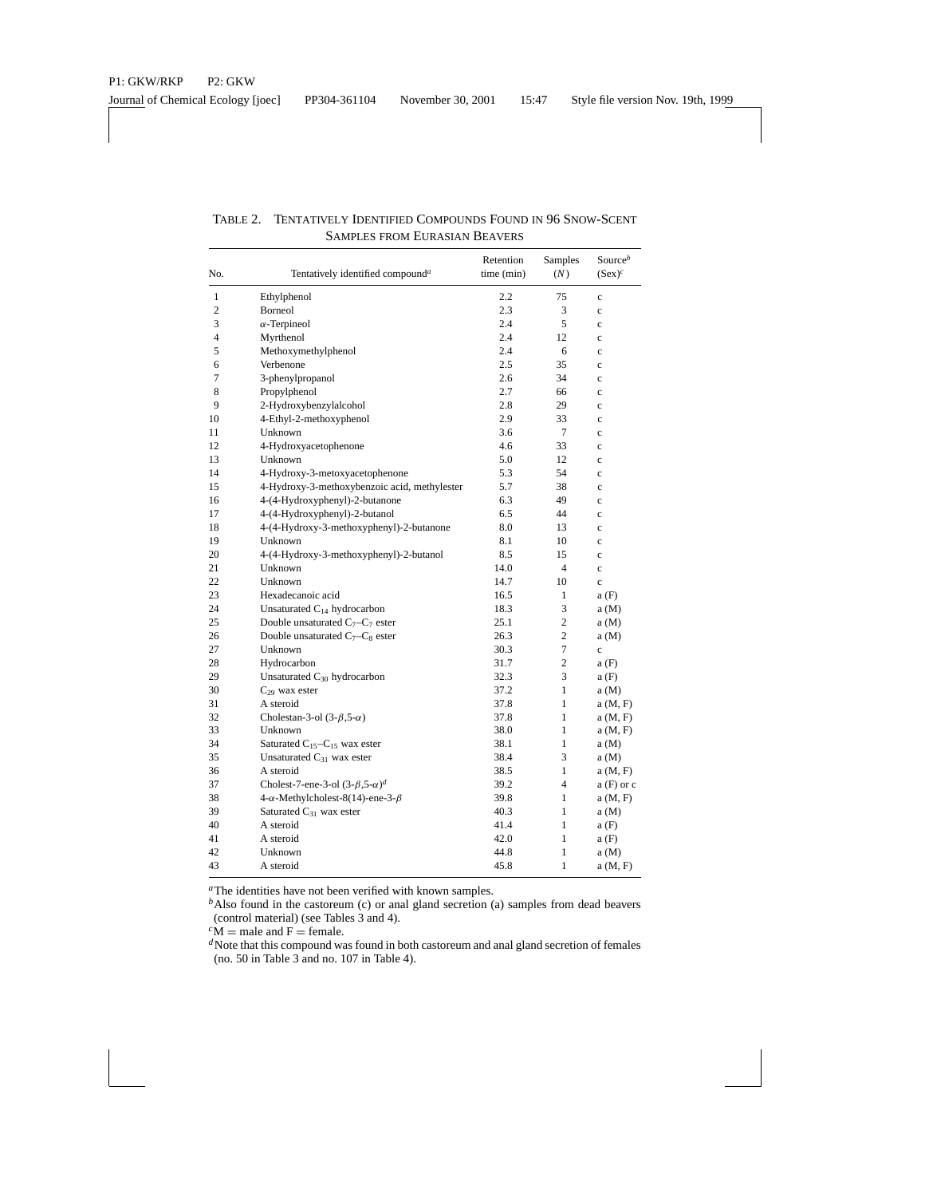TABLE 2. TENTATIVELY IDENTIFIED COMPOUNDS FOUND IN 96 SNOW-SCENT SAMPLES FROM EURASIAN BEAVERS

| No. | Tentatively identified compound[a] | Retention time (min) | Samples (N) | Source[b] (Sex)[c] |
|---|---|---|---|---|
| 1 | Ethylphenol | 2.2 | 75 | c |
| 2 | Borneol | 2.3 | 3 | c |
| 3 | $\alpha$-Terpineol | 2.4 | 5 | c |
| 4 | Myrthenol | 2.4 | 12 | c |
| 5 | Methoxymethylphenol | 2.4 | 6 | c |
| 6 | Verbenone | 2.5 | 35 | c |
| 7 | 3-phenylpropanol | 2.6 | 34 | c |
| 8 | Propylphenol | 2.7 | 66 | c |
| 9 | 2-Hydroxybenzylalcohol | 2.8 | 29 | c |
| 10 | 4-Ethyl-2-methoxyphenol | 2.9 | 33 | c |
| 11 | Unknown | 3.6 | 7 | c |
| 12 | 4-Hydroxyacetophenone | 4.6 | 33 | c |
| 13 | Unknown | 5.0 | 12 | c |
| 14 | 4-Hydroxy-3-metoxyacetophenone | 5.3 | 54 | c |
| 15 | 4-Hydroxy-3-methoxybenzoic acid, methylester | 5.7 | 38 | c |
| 16 | 4-(4-Hydroxyphenyl)-2-butanone | 6.3 | 49 | c |
| 17 | 4-(4-Hydroxyphenyl)-2-butanol | 6.5 | 44 | c |
| 18 | 4-(4-Hydroxy-3-methoxyphenyl)-2-butanone | 8.0 | 13 | c |
| 19 | Unknown | 8.1 | 10 | c |
| 20 | 4-(4-Hydroxy-3-methoxyphenyl)-2-butanol | 8.5 | 15 | c |
| 21 | Unknown | 14.0 | 4 | c |
| 22 | Unknown | 14.7 | 10 | c |
| 23 | Hexadecanoic acid | 16.5 | 1 | a (F) |
| 24 | Unsaturated $C_{14}$ hydrocarbon | 18.3 | 3 | a (M) |
| 25 | Double unsaturated $C_7$–$C_7$ ester | 25.1 | 2 | a (M) |
| 26 | Double unsaturated $C_7$–$C_8$ ester | 26.3 | 2 | a (M) |
| 27 | Unknown | 30.3 | 7 | c |
| 28 | Hydrocarbon | 31.7 | 2 | a (F) |
| 29 | Unsaturated $C_{30}$ hydrocarbon | 32.3 | 3 | a (F) |
| 30 | $C_{29}$ wax ester | 37.2 | 1 | a (M) |
| 31 | A steroid | 37.8 | 1 | a (M, F) |
| 32 | Cholestan-3-ol (3-$\beta$,5-$\alpha$) | 37.8 | 1 | a (M, F) |
| 33 | Unknown | 38.0 | 1 | a (M, F) |
| 34 | Saturated $C_{15}$–$C_{15}$ wax ester | 38.1 | 1 | a (M) |
| 35 | Unsaturated $C_{31}$ wax ester | 38.4 | 3 | a (M) |
| 36 | A steroid | 38.5 | 1 | a (M, F) |
| 37 | Cholest-7-ene-3-ol (3-$\beta$,5-$\alpha$)[d] | 39.2 | 4 | a (F) or c |
| 38 | 4-$\alpha$-Methylcholest-8(14)-ene-3-$\beta$ | 39.8 | 1 | a (M, F) |
| 39 | Saturated $C_{31}$ wax ester | 40.3 | 1 | a (M) |
| 40 | A steroid | 41.4 | 1 | a (F) |
| 41 | A steroid | 42.0 | 1 | a (F) |
| 42 | Unknown | 44.8 | 1 | a (M) |
| 43 | A steroid | 45.8 | 1 | a (M, F) |

[a] The identities have not been verified with known samples.
[b] Also found in the castoreum (c) or anal gland secretion (a) samples from dead beavers (control material) (see Tables 3 and 4).
[c] M = male and F = female.
[d] Note that this compound was found in both castoreum and anal gland secretion of females (no. 50 in Table 3 and no. 107 in Table 4).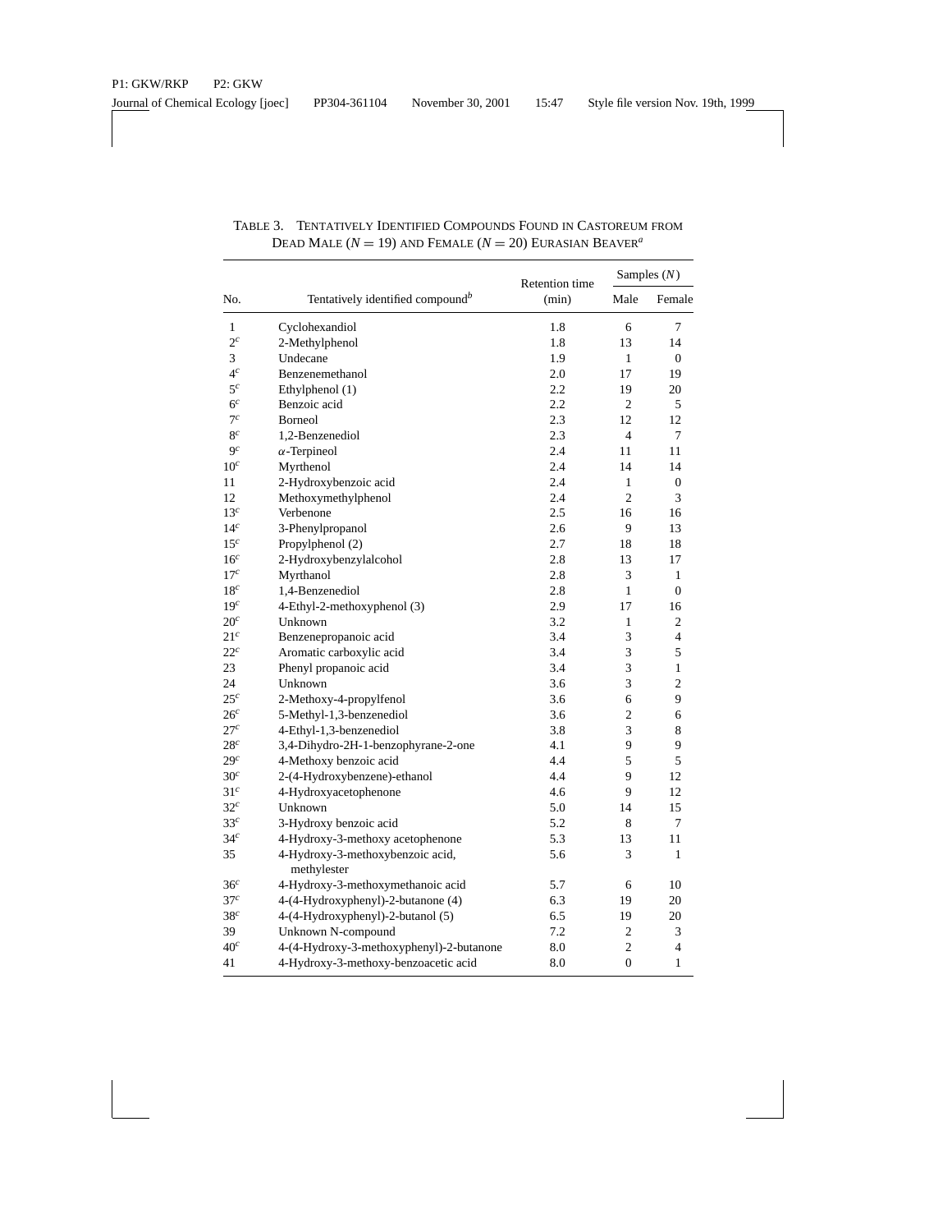TABLE 3. TENTATIVELY IDENTIFIED COMPOUNDS FOUND IN CASTOREUM FROM DEAD MALE ($N = 19$) AND FEMALE ($N = 20$) EURASIAN BEAVER[a]

| No. | Tentatively identified compound[b] | Retention time (min) | Samples ($N$) | |
|---|---|---|---|---|
| | | | Male | Female |
| 1 | Cyclohexandiol | 1.8 | 6 | 7 |
| 2[c] | 2-Methylphenol | 1.8 | 13 | 14 |
| 3 | Undecane | 1.9 | 1 | 0 |
| 4[c] | Benzenemethanol | 2.0 | 17 | 19 |
| 5[c] | Ethylphenol (1) | 2.2 | 19 | 20 |
| 6[c] | Benzoic acid | 2.2 | 2 | 5 |
| 7[c] | Borneol | 2.3 | 12 | 12 |
| 8[c] | 1,2-Benzenediol | 2.3 | 4 | 7 |
| 9[c] | $\alpha$-Terpineol | 2.4 | 11 | 11 |
| 10[c] | Myrthenol | 2.4 | 14 | 14 |
| 11 | 2-Hydroxybenzoic acid | 2.4 | 1 | 0 |
| 12 | Methoxymethylphenol | 2.4 | 2 | 3 |
| 13[c] | Verbenone | 2.5 | 16 | 16 |
| 14[c] | 3-Phenylpropanol | 2.6 | 9 | 13 |
| 15[c] | Propylphenol (2) | 2.7 | 18 | 18 |
| 16[c] | 2-Hydroxybenzylalcohol | 2.8 | 13 | 17 |
| 17[c] | Myrthanol | 2.8 | 3 | 1 |
| 18[c] | 1,4-Benzenediol | 2.8 | 1 | 0 |
| 19[c] | 4-Ethyl-2-methoxyphenol (3) | 2.9 | 17 | 16 |
| 20[c] | Unknown | 3.2 | 1 | 2 |
| 21[c] | Benzenepropanoic acid | 3.4 | 3 | 4 |
| 22[c] | Aromatic carboxylic acid | 3.4 | 3 | 5 |
| 23 | Phenyl propanoic acid | 3.4 | 3 | 1 |
| 24 | Unknown | 3.6 | 3 | 2 |
| 25[c] | 2-Methoxy-4-propylfenol | 3.6 | 6 | 9 |
| 26[c] | 5-Methyl-1,3-benzenediol | 3.6 | 2 | 6 |
| 27[c] | 4-Ethyl-1,3-benzenediol | 3.8 | 3 | 8 |
| 28[c] | 3,4-Dihydro-2H-1-benzophyrane-2-one | 4.1 | 9 | 9 |
| 29[c] | 4-Methoxy benzoic acid | 4.4 | 5 | 5 |
| 30[c] | 2-(4-Hydroxybenzene)-ethanol | 4.4 | 9 | 12 |
| 31[c] | 4-Hydroxyacetophenone | 4.6 | 9 | 12 |
| 32[c] | Unknown | 5.0 | 14 | 15 |
| 33[c] | 3-Hydroxy benzoic acid | 5.2 | 8 | 7 |
| 34[c] | 4-Hydroxy-3-methoxy acetophenone | 5.3 | 13 | 11 |
| 35 | 4-Hydroxy-3-methoxybenzoic acid, methylester | 5.6 | 3 | 1 |
| 36[c] | 4-Hydroxy-3-methoxymethanoic acid | 5.7 | 6 | 10 |
| 37[c] | 4-(4-Hydroxyphenyl)-2-butanone (4) | 6.3 | 19 | 20 |
| 38[c] | 4-(4-Hydroxyphenyl)-2-butanol (5) | 6.5 | 19 | 20 |
| 39 | Unknown N-compound | 7.2 | 2 | 3 |
| 40[c] | 4-(4-Hydroxy-3-methoxyphenyl)-2-butanone | 8.0 | 2 | 4 |
| 41 | 4-Hydroxy-3-methoxy-benzoacetic acid | 8.0 | 0 | 1 |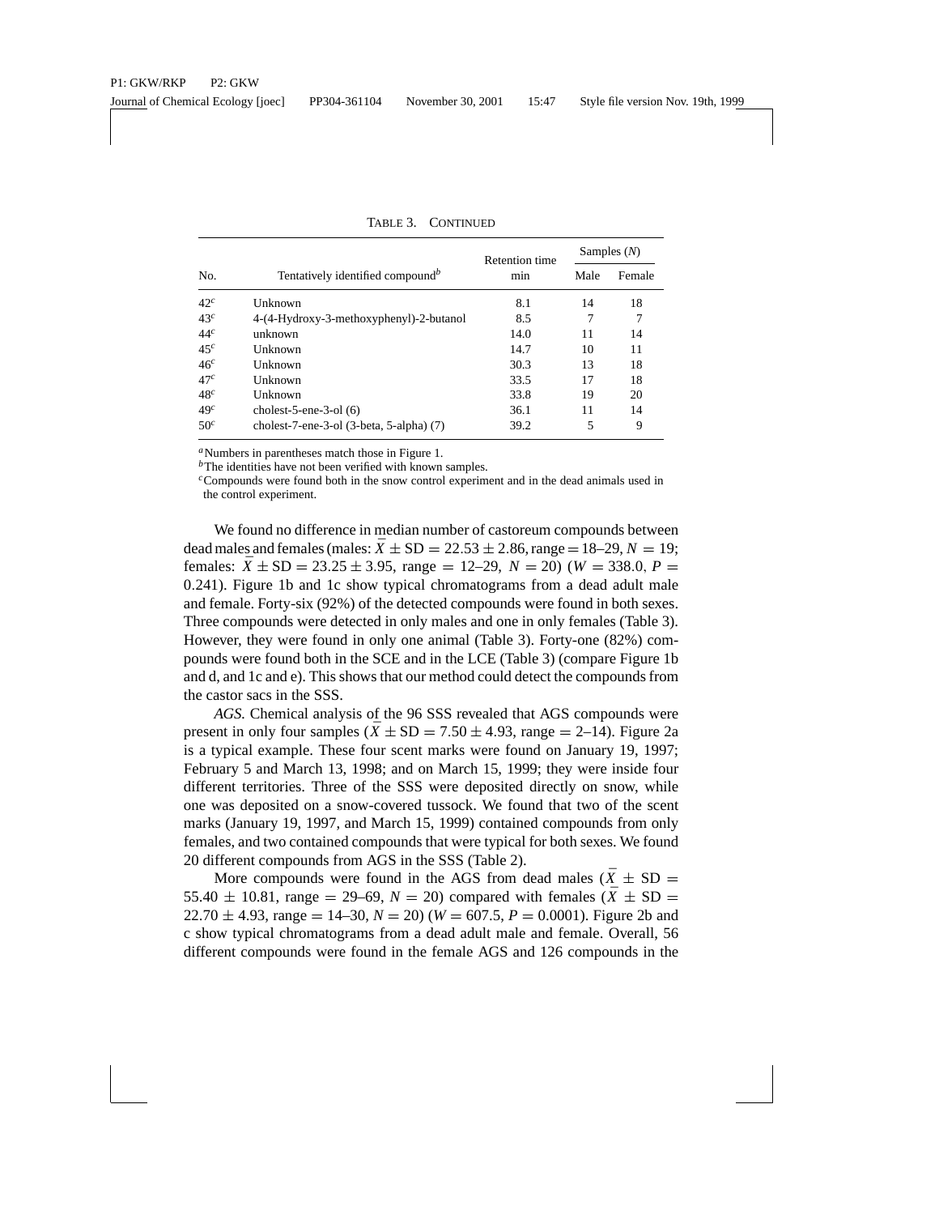TABLE 3. CONTINUED

| No. | Tentatively identified compound[b] | Retention time min | Samples (N) | |
|---|---|---|---|---|
| | | | Male | Female |
| 42[c] | Unknown | 8.1 | 14 | 18 |
| 43[c] | 4-(4-Hydroxy-3-methoxyphenyl)-2-butanol | 8.5 | 7 | 7 |
| 44[c] | unknown | 14.0 | 11 | 14 |
| 45[c] | Unknown | 14.7 | 10 | 11 |
| 46[c] | Unknown | 30.3 | 13 | 18 |
| 47[c] | Unknown | 33.5 | 17 | 18 |
| 48[c] | Unknown | 33.8 | 19 | 20 |
| 49[c] | cholest-5-ene-3-ol (6) | 36.1 | 11 | 14 |
| 50[c] | cholest-7-ene-3-ol (3-beta, 5-alpha) (7) | 39.2 | 5 | 9 |

[a]Numbers in parentheses match those in Figure 1.
[b]The identities have not been verified with known samples.
[c]Compounds were found both in the snow control experiment and in the dead animals used in the control experiment.

We found no difference in median number of castoreum compounds between dead males and females (males: $\bar{X} \pm \mathrm{SD} = 22.53 \pm 2.86$, range = 18–29, $N = 19$; females: $\bar{X} \pm \mathrm{SD} = 23.25 \pm 3.95$, range = 12–29, $N = 20$) ($W = 338.0$, $P = 0.241$). Figure 1b and 1c show typical chromatograms from a dead adult male and female. Forty-six (92%) of the detected compounds were found in both sexes. Three compounds were detected in only males and one in only females (Table 3). However, they were found in only one animal (Table 3). Forty-one (82%) compounds were found both in the SCE and in the LCE (Table 3) (compare Figure 1b and d, and 1c and e). This shows that our method could detect the compounds from the castor sacs in the SSS.

*AGS.* Chemical analysis of the 96 SSS revealed that AGS compounds were present in only four samples ($\bar{X} \pm \mathrm{SD} = 7.50 \pm 4.93$, range = 2–14). Figure 2a is a typical example. These four scent marks were found on January 19, 1997; February 5 and March 13, 1998; and on March 15, 1999; they were inside four different territories. Three of the SSS were deposited directly on snow, while one was deposited on a snow-covered tussock. We found that two of the scent marks (January 19, 1997, and March 15, 1999) contained compounds from only females, and two contained compounds that were typical for both sexes. We found 20 different compounds from AGS in the SSS (Table 2).

More compounds were found in the AGS from dead males ($\bar{X} \pm \mathrm{SD} = 55.40 \pm 10.81$, range = 29–69, $N = 20$) compared with females ($\bar{X} \pm \mathrm{SD} = 22.70 \pm 4.93$, range = 14–30, $N = 20$) ($W = 607.5$, $P = 0.0001$). Figure 2b and c show typical chromatograms from a dead adult male and female. Overall, 56 different compounds were found in the female AGS and 126 compounds in the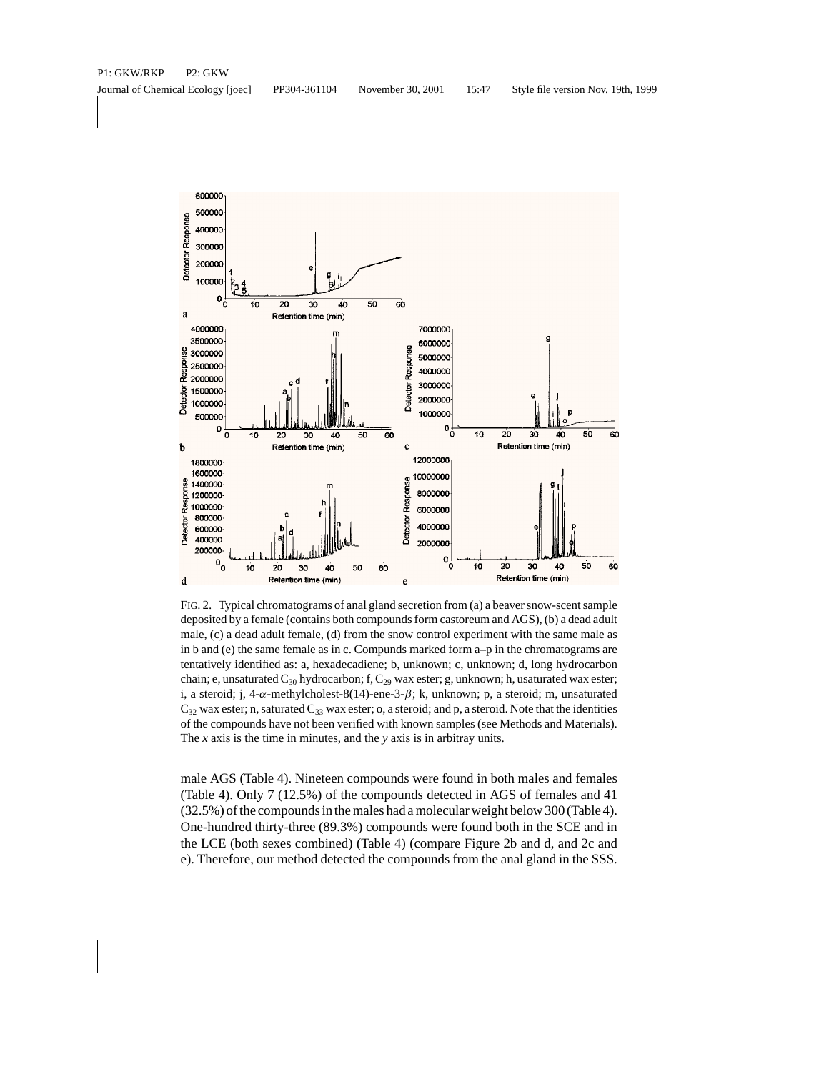FIG. 2. Typical chromatograms of anal gland secretion from (a) a beaver snow-scent sample deposited by a female (contains both compounds form castoreum and AGS), (b) a dead adult male, (c) a dead adult female, (d) from the snow control experiment with the same male as in b and (e) the same female as in c. Compunds marked form a–p in the chromatograms are tentatively identified as: a, hexadecadiene; b, unknown; c, unknown; d, long hydrocarbon chain; e, unsaturated $C_{30}$ hydrocarbon; f, $C_{29}$ wax ester; g, unknown; h, usaturated wax ester; i, a steroid; j, 4-$\alpha$-methylcholest-8(14)-ene-3-$\beta$; k, unknown; p, a steroid; m, unsaturated $C_{32}$ wax ester; n, saturated $C_{33}$ wax ester; o, a steroid; and p, a steroid. Note that the identities of the compounds have not been verified with known samples (see Methods and Materials). The *x* axis is the time in minutes, and the *y* axis is in arbitray units.

male AGS (Table 4). Nineteen compounds were found in both males and females (Table 4). Only 7 (12.5%) of the compounds detected in AGS of females and 41 (32.5%) of the compounds in the males had a molecular weight below 300 (Table 4). One-hundred thirty-three (89.3%) compounds were found both in the SCE and in the LCE (both sexes combined) (Table 4) (compare Figure 2b and d, and 2c and e). Therefore, our method detected the compounds from the anal gland in the SSS.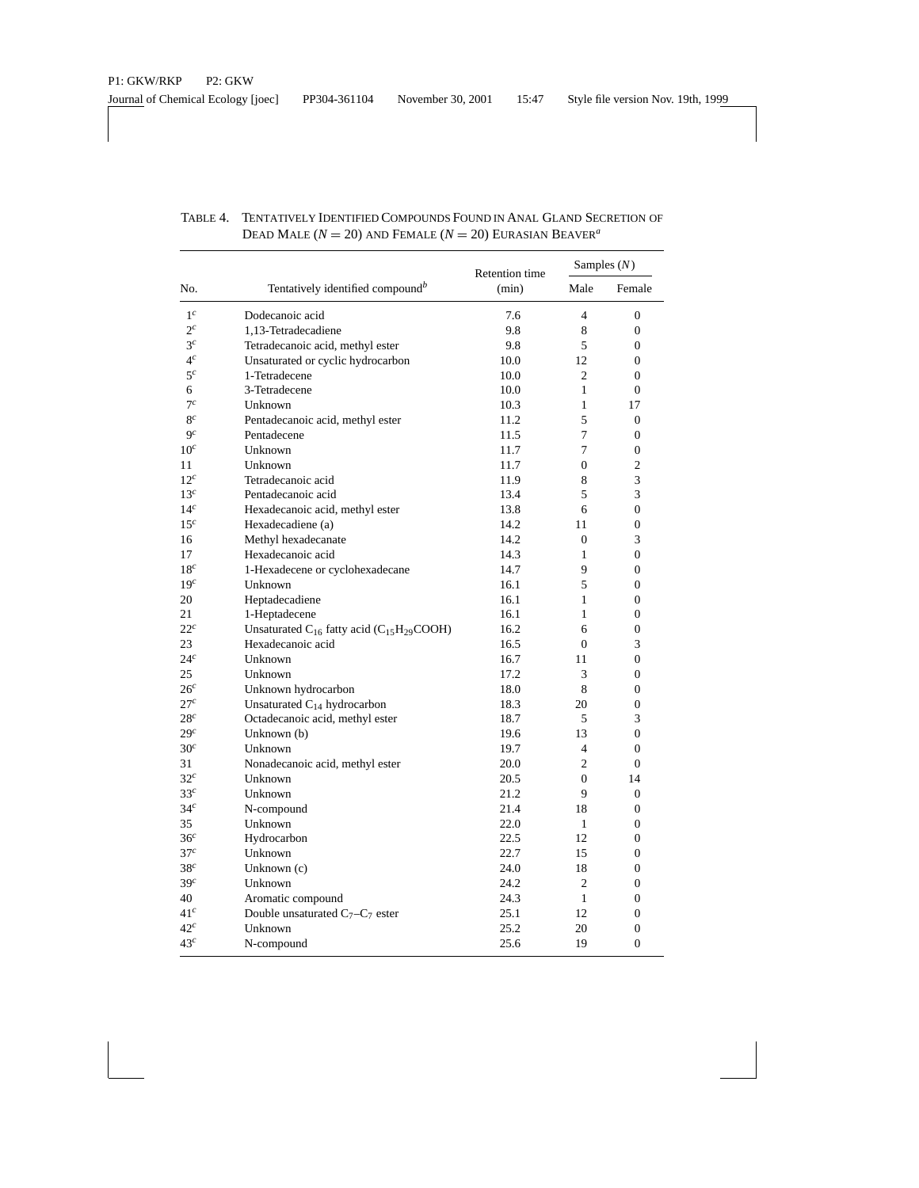TABLE 4. TENTATIVELY IDENTIFIED COMPOUNDS FOUND IN ANAL GLAND SECRETION OF DEAD MALE ($N = 20$) AND FEMALE ($N = 20$) EURASIAN BEAVER[a]

| No. | Tentatively identified compound[b] | Retention time (min) | Samples ($N$) | |
|---|---|---|---|---|
| | | | Male | Female |
| 1[c] | Dodecanoic acid | 7.6 | 4 | 0 |
| 2[c] | 1,13-Tetradecadiene | 9.8 | 8 | 0 |
| 3[c] | Tetradecanoic acid, methyl ester | 9.8 | 5 | 0 |
| 4[c] | Unsaturated or cyclic hydrocarbon | 10.0 | 12 | 0 |
| 5[c] | 1-Tetradecene | 10.0 | 2 | 0 |
| 6 | 3-Tetradecene | 10.0 | 1 | 0 |
| 7[c] | Unknown | 10.3 | 1 | 17 |
| 8[c] | Pentadecanoic acid, methyl ester | 11.2 | 5 | 0 |
| 9[c] | Pentadecene | 11.5 | 7 | 0 |
| 10[c] | Unknown | 11.7 | 7 | 0 |
| 11 | Unknown | 11.7 | 0 | 2 |
| 12[c] | Tetradecanoic acid | 11.9 | 8 | 3 |
| 13[c] | Pentadecanoic acid | 13.4 | 5 | 3 |
| 14[c] | Hexadecanoic acid, methyl ester | 13.8 | 6 | 0 |
| 15[c] | Hexadecadiene (a) | 14.2 | 11 | 0 |
| 16 | Methyl hexadecanate | 14.2 | 0 | 3 |
| 17 | Hexadecanoic acid | 14.3 | 1 | 0 |
| 18[c] | 1-Hexadecene or cyclohexadecane | 14.7 | 9 | 0 |
| 19[c] | Unknown | 16.1 | 5 | 0 |
| 20 | Heptadecadiene | 16.1 | 1 | 0 |
| 21 | 1-Heptadecene | 16.1 | 1 | 0 |
| 22[c] | Unsaturated $C_{16}$ fatty acid ($C_{15}H_{29}COOH$) | 16.2 | 6 | 0 |
| 23 | Hexadecanoic acid | 16.5 | 0 | 3 |
| 24[c] | Unknown | 16.7 | 11 | 0 |
| 25 | Unknown | 17.2 | 3 | 0 |
| 26[c] | Unknown hydrocarbon | 18.0 | 8 | 0 |
| 27[c] | Unsaturated $C_{14}$ hydrocarbon | 18.3 | 20 | 0 |
| 28[c] | Octadecanoic acid, methyl ester | 18.7 | 5 | 3 |
| 29[c] | Unknown (b) | 19.6 | 13 | 0 |
| 30[c] | Unknown | 19.7 | 4 | 0 |
| 31 | Nonadecanoic acid, methyl ester | 20.0 | 2 | 0 |
| 32[c] | Unknown | 20.5 | 0 | 14 |
| 33[c] | Unknown | 21.2 | 9 | 0 |
| 34[c] | N-compound | 21.4 | 18 | 0 |
| 35 | Unknown | 22.0 | 1 | 0 |
| 36[c] | Hydrocarbon | 22.5 | 12 | 0 |
| 37[c] | Unknown | 22.7 | 15 | 0 |
| 38[c] | Unknown (c) | 24.0 | 18 | 0 |
| 39[c] | Unknown | 24.2 | 2 | 0 |
| 40 | Aromatic compound | 24.3 | 1 | 0 |
| 41[c] | Double unsaturated $C_7$–$C_7$ ester | 25.1 | 12 | 0 |
| 42[c] | Unknown | 25.2 | 20 | 0 |
| 43[c] | N-compound | 25.6 | 19 | 0 |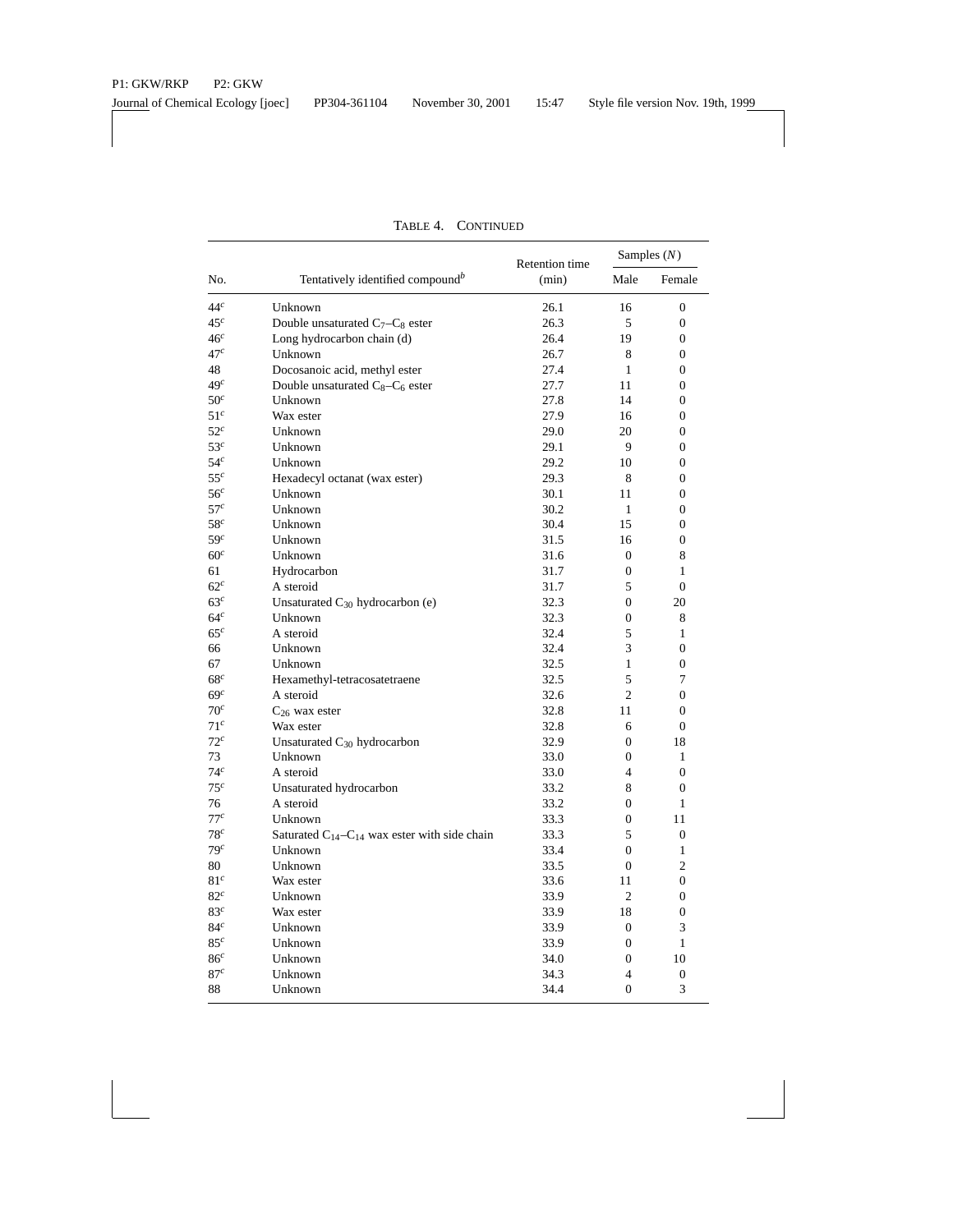TABLE 4. CONTINUED

| No. | Tentatively identified compound[b] | Retention time (min) | Samples (N) | |
|---|---|---|---|---|
| | | | Male | Female |
| 44[c] | Unknown | 26.1 | 16 | 0 |
| 45[c] | Double unsaturated $C_7$–$C_8$ ester | 26.3 | 5 | 0 |
| 46[c] | Long hydrocarbon chain (d) | 26.4 | 19 | 0 |
| 47[c] | Unknown | 26.7 | 8 | 0 |
| 48 | Docosanoic acid, methyl ester | 27.4 | 1 | 0 |
| 49[c] | Double unsaturated $C_8$–$C_6$ ester | 27.7 | 11 | 0 |
| 50[c] | Unknown | 27.8 | 14 | 0 |
| 51[c] | Wax ester | 27.9 | 16 | 0 |
| 52[c] | Unknown | 29.0 | 20 | 0 |
| 53[c] | Unknown | 29.1 | 9 | 0 |
| 54[c] | Unknown | 29.2 | 10 | 0 |
| 55[c] | Hexadecyl octanat (wax ester) | 29.3 | 8 | 0 |
| 56[c] | Unknown | 30.1 | 11 | 0 |
| 57[c] | Unknown | 30.2 | 1 | 0 |
| 58[c] | Unknown | 30.4 | 15 | 0 |
| 59[c] | Unknown | 31.5 | 16 | 0 |
| 60[c] | Unknown | 31.6 | 0 | 8 |
| 61 | Hydrocarbon | 31.7 | 0 | 1 |
| 62[c] | A steroid | 31.7 | 5 | 0 |
| 63[c] | Unsaturated $C_{30}$ hydrocarbon (e) | 32.3 | 0 | 20 |
| 64[c] | Unknown | 32.3 | 0 | 8 |
| 65[c] | A steroid | 32.4 | 5 | 1 |
| 66 | Unknown | 32.4 | 3 | 0 |
| 67 | Unknown | 32.5 | 1 | 0 |
| 68[c] | Hexamethyl-tetracosatetraene | 32.5 | 5 | 7 |
| 69[c] | A steroid | 32.6 | 2 | 0 |
| 70[c] | $C_{26}$ wax ester | 32.8 | 11 | 0 |
| 71[c] | Wax ester | 32.8 | 6 | 0 |
| 72[c] | Unsaturated $C_{30}$ hydrocarbon | 32.9 | 0 | 18 |
| 73 | Unknown | 33.0 | 0 | 1 |
| 74[c] | A steroid | 33.0 | 4 | 0 |
| 75[c] | Unsaturated hydrocarbon | 33.2 | 8 | 0 |
| 76 | A steroid | 33.2 | 0 | 1 |
| 77[c] | Unknown | 33.3 | 0 | 11 |
| 78[c] | Saturated $C_{14}$–$C_{14}$ wax ester with side chain | 33.3 | 5 | 0 |
| 79[c] | Unknown | 33.4 | 0 | 1 |
| 80 | Unknown | 33.5 | 0 | 2 |
| 81[c] | Wax ester | 33.6 | 11 | 0 |
| 82[c] | Unknown | 33.9 | 2 | 0 |
| 83[c] | Wax ester | 33.9 | 18 | 0 |
| 84[c] | Unknown | 33.9 | 0 | 3 |
| 85[c] | Unknown | 33.9 | 0 | 1 |
| 86[c] | Unknown | 34.0 | 0 | 10 |
| 87[c] | Unknown | 34.3 | 4 | 0 |
| 88 | Unknown | 34.4 | 0 | 3 |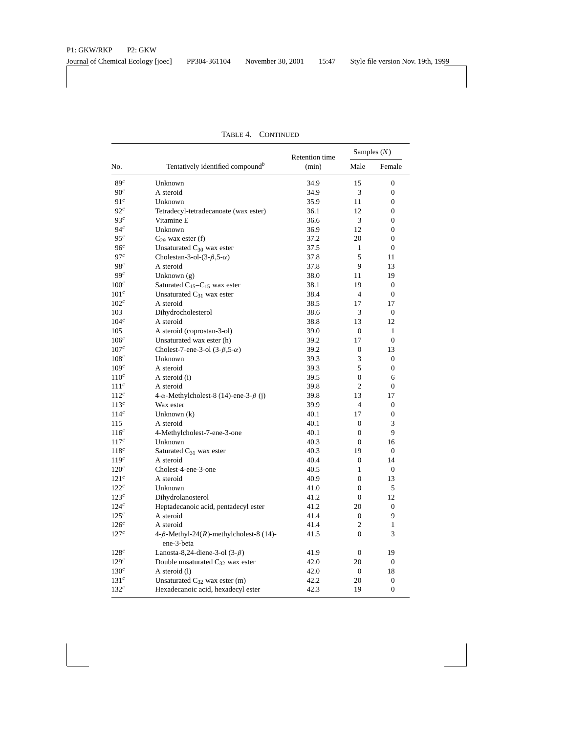TABLE 4. CONTINUED

| No. | Tentatively identified compound[b] | Retention time (min) | Samples (N) | |
|---|---|---|---|---|
| | | | Male | Female |
| 89[c] | Unknown | 34.9 | 15 | 0 |
| 90[c] | A steroid | 34.9 | 3 | 0 |
| 91[c] | Unknown | 35.9 | 11 | 0 |
| 92[c] | Tetradecyl-tetradecanoate (wax ester) | 36.1 | 12 | 0 |
| 93[c] | Vitamine E | 36.6 | 3 | 0 |
| 94[c] | Unknown | 36.9 | 12 | 0 |
| 95[c] | $C_{29}$ wax ester (f) | 37.2 | 20 | 0 |
| 96[c] | Unsaturated $C_{30}$ wax ester | 37.5 | 1 | 0 |
| 97[c] | Cholestan-3-ol-(3-$\beta$,5-$\alpha$) | 37.8 | 5 | 11 |
| 98[c] | A steroid | 37.8 | 9 | 13 |
| 99[c] | Unknown (g) | 38.0 | 11 | 19 |
| 100[c] | Saturated $C_{15}$–$C_{15}$ wax ester | 38.1 | 19 | 0 |
| 101[c] | Unsaturated $C_{31}$ wax ester | 38.4 | 4 | 0 |
| 102[c] | A steroid | 38.5 | 17 | 17 |
| 103 | Dihydrocholesterol | 38.6 | 3 | 0 |
| 104[c] | A steroid | 38.8 | 13 | 12 |
| 105 | A steroid (coprostan-3-ol) | 39.0 | 0 | 1 |
| 106[c] | Unsaturated wax ester (h) | 39.2 | 17 | 0 |
| 107[c] | Cholest-7-ene-3-ol (3-$\beta$,5-$\alpha$) | 39.2 | 0 | 13 |
| 108[c] | Unknown | 39.3 | 3 | 0 |
| 109[c] | A steroid | 39.3 | 5 | 0 |
| 110[c] | A steroid (i) | 39.5 | 0 | 6 |
| 111[c] | A steroid | 39.8 | 2 | 0 |
| 112[c] | 4-$\alpha$-Methylcholest-8 (14)-ene-3-$\beta$ (j) | 39.8 | 13 | 17 |
| 113[c] | Wax ester | 39.9 | 4 | 0 |
| 114[c] | Unknown (k) | 40.1 | 17 | 0 |
| 115 | A steroid | 40.1 | 0 | 3 |
| 116[c] | 4-Methylcholest-7-ene-3-one | 40.1 | 0 | 9 |
| 117[c] | Unknown | 40.3 | 0 | 16 |
| 118[c] | Saturated $C_{31}$ wax ester | 40.3 | 19 | 0 |
| 119[c] | A steroid | 40.4 | 0 | 14 |
| 120[c] | Cholest-4-ene-3-one | 40.5 | 1 | 0 |
| 121[c] | A steroid | 40.9 | 0 | 13 |
| 122[c] | Unknown | 41.0 | 0 | 5 |
| 123[c] | Dihydrolanosterol | 41.2 | 0 | 12 |
| 124[c] | Heptadecanoic acid, pentadecyl ester | 41.2 | 20 | 0 |
| 125[c] | A steroid | 41.4 | 0 | 9 |
| 126[c] | A steroid | 41.4 | 2 | 1 |
| 127[c] | 4-$\beta$-Methyl-24($R$)-methylcholest-8 (14)-ene-3-beta | 41.5 | 0 | 3 |
| 128[c] | Lanosta-8,24-diene-3-ol (3-$\beta$) | 41.9 | 0 | 19 |
| 129[c] | Double unsaturated $C_{32}$ wax ester | 42.0 | 20 | 0 |
| 130[c] | A steroid (l) | 42.0 | 0 | 18 |
| 131[c] | Unsaturated $C_{32}$ wax ester (m) | 42.2 | 20 | 0 |
| 132[c] | Hexadecanoic acid, hexadecyl ester | 42.3 | 19 | 0 |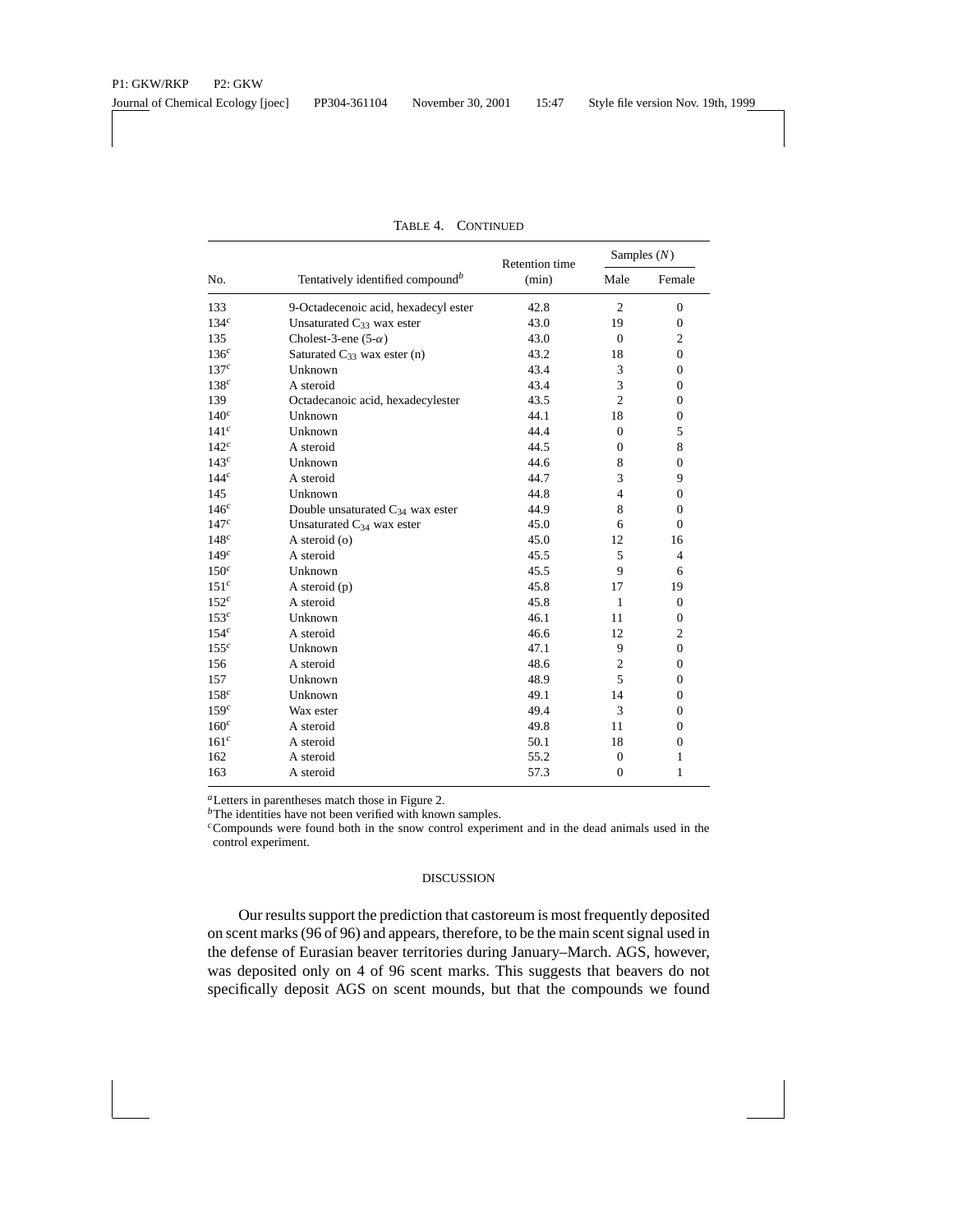TABLE 4. CONTINUED

| No. | Tentatively identified compound[b] | Retention time (min) | Samples ($N$) | |
|---|---|---|---|---|
| | | | Male | Female |
| 133 | 9-Octadecenoic acid, hexadecyl ester | 42.8 | 2 | 0 |
| 134[c] | Unsaturated $C_{33}$ wax ester | 43.0 | 19 | 0 |
| 135 | Cholest-3-ene (5-$\alpha$) | 43.0 | 0 | 2 |
| 136[c] | Saturated $C_{33}$ wax ester (n) | 43.2 | 18 | 0 |
| 137[c] | Unknown | 43.4 | 3 | 0 |
| 138[c] | A steroid | 43.4 | 3 | 0 |
| 139 | Octadecanoic acid, hexadecylester | 43.5 | 2 | 0 |
| 140[c] | Unknown | 44.1 | 18 | 0 |
| 141[c] | Unknown | 44.4 | 0 | 5 |
| 142[c] | A steroid | 44.5 | 0 | 8 |
| 143[c] | Unknown | 44.6 | 8 | 0 |
| 144[c] | A steroid | 44.7 | 3 | 9 |
| 145 | Unknown | 44.8 | 4 | 0 |
| 146[c] | Double unsaturated $C_{34}$ wax ester | 44.9 | 8 | 0 |
| 147[c] | Unsaturated $C_{34}$ wax ester | 45.0 | 6 | 0 |
| 148[c] | A steroid (o) | 45.0 | 12 | 16 |
| 149[c] | A steroid | 45.5 | 5 | 4 |
| 150[c] | Unknown | 45.5 | 9 | 6 |
| 151[c] | A steroid (p) | 45.8 | 17 | 19 |
| 152[c] | A steroid | 45.8 | 1 | 0 |
| 153[c] | Unknown | 46.1 | 11 | 0 |
| 154[c] | A steroid | 46.6 | 12 | 2 |
| 155[c] | Unknown | 47.1 | 9 | 0 |
| 156 | A steroid | 48.6 | 2 | 0 |
| 157 | Unknown | 48.9 | 5 | 0 |
| 158[c] | Unknown | 49.1 | 14 | 0 |
| 159[c] | Wax ester | 49.4 | 3 | 0 |
| 160[c] | A steroid | 49.8 | 11 | 0 |
| 161[c] | A steroid | 50.1 | 18 | 0 |
| 162 | A steroid | 55.2 | 0 | 1 |
| 163 | A steroid | 57.3 | 0 | 1 |

[a] Letters in parentheses match those in Figure 2.
[b] The identities have not been verified with known samples.
[c] Compounds were found both in the snow control experiment and in the dead animals used in the control experiment.

## DISCUSSION

Our results support the prediction that castoreum is most frequently deposited on scent marks (96 of 96) and appears, therefore, to be the main scent signal used in the defense of Eurasian beaver territories during January–March. AGS, however, was deposited only on 4 of 96 scent marks. This suggests that beavers do not specifically deposit AGS on scent mounds, but that the compounds we found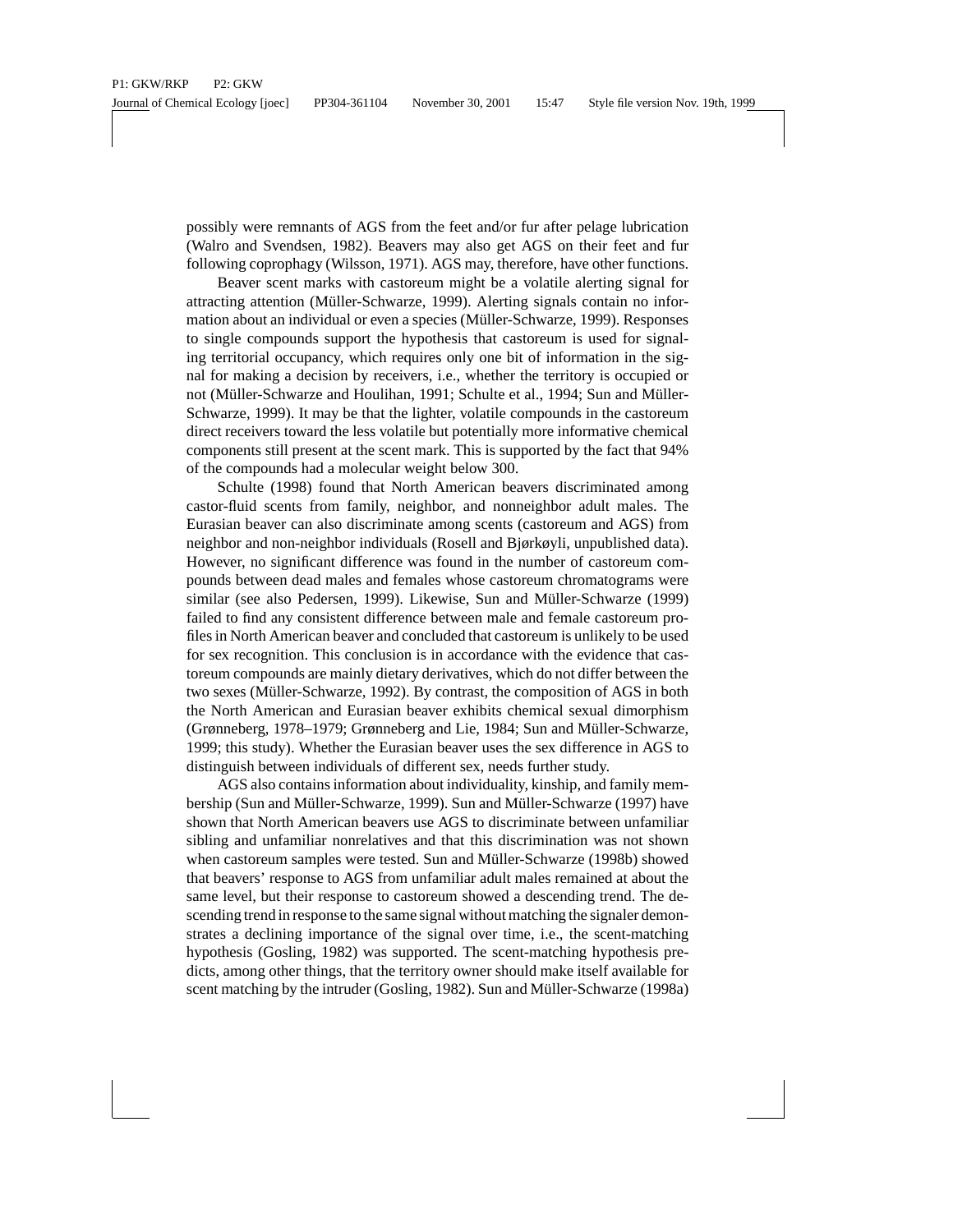possibly were remnants of AGS from the feet and/or fur after pelage lubrication (Walro and Svendsen, 1982). Beavers may also get AGS on their feet and fur following coprophagy (Wilsson, 1971). AGS may, therefore, have other functions.

Beaver scent marks with castoreum might be a volatile alerting signal for attracting attention (Müller-Schwarze, 1999). Alerting signals contain no information about an individual or even a species (Müller-Schwarze, 1999). Responses to single compounds support the hypothesis that castoreum is used for signaling territorial occupancy, which requires only one bit of information in the signal for making a decision by receivers, i.e., whether the territory is occupied or not (Müller-Schwarze and Houlihan, 1991; Schulte et al., 1994; Sun and Müller-Schwarze, 1999). It may be that the lighter, volatile compounds in the castoreum direct receivers toward the less volatile but potentially more informative chemical components still present at the scent mark. This is supported by the fact that 94% of the compounds had a molecular weight below 300.

Schulte (1998) found that North American beavers discriminated among castor-fluid scents from family, neighbor, and nonneighbor adult males. The Eurasian beaver can also discriminate among scents (castoreum and AGS) from neighbor and non-neighbor individuals (Rosell and Bjørkøyli, unpublished data). However, no significant difference was found in the number of castoreum compounds between dead males and females whose castoreum chromatograms were similar (see also Pedersen, 1999). Likewise, Sun and Müller-Schwarze (1999) failed to find any consistent difference between male and female castoreum profiles in North American beaver and concluded that castoreum is unlikely to be used for sex recognition. This conclusion is in accordance with the evidence that castoreum compounds are mainly dietary derivatives, which do not differ between the two sexes (Müller-Schwarze, 1992). By contrast, the composition of AGS in both the North American and Eurasian beaver exhibits chemical sexual dimorphism (Grønneberg, 1978–1979; Grønneberg and Lie, 1984; Sun and Müller-Schwarze, 1999; this study). Whether the Eurasian beaver uses the sex difference in AGS to distinguish between individuals of different sex, needs further study.

AGS also contains information about individuality, kinship, and family membership (Sun and Müller-Schwarze, 1999). Sun and Müller-Schwarze (1997) have shown that North American beavers use AGS to discriminate between unfamiliar sibling and unfamiliar nonrelatives and that this discrimination was not shown when castoreum samples were tested. Sun and Müller-Schwarze (1998b) showed that beavers' response to AGS from unfamiliar adult males remained at about the same level, but their response to castoreum showed a descending trend. The descending trend in response to the same signal without matching the signaler demonstrates a declining importance of the signal over time, i.e., the scent-matching hypothesis (Gosling, 1982) was supported. The scent-matching hypothesis predicts, among other things, that the territory owner should make itself available for scent matching by the intruder (Gosling, 1982). Sun and Müller-Schwarze (1998a)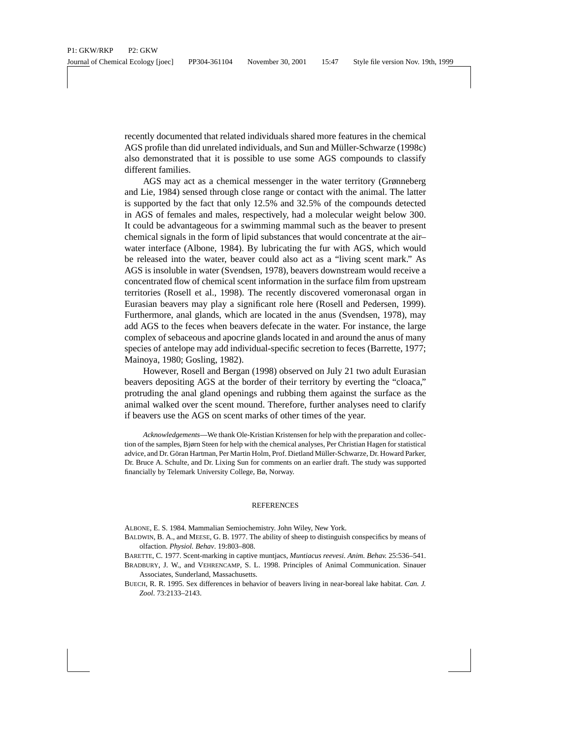recently documented that related individuals shared more features in the chemical AGS profile than did unrelated individuals, and Sun and Müller-Schwarze (1998c) also demonstrated that it is possible to use some AGS compounds to classify different families.

AGS may act as a chemical messenger in the water territory (Grønneberg and Lie, 1984) sensed through close range or contact with the animal. The latter is supported by the fact that only 12.5% and 32.5% of the compounds detected in AGS of females and males, respectively, had a molecular weight below 300. It could be advantageous for a swimming mammal such as the beaver to present chemical signals in the form of lipid substances that would concentrate at the air–water interface (Albone, 1984). By lubricating the fur with AGS, which would be released into the water, beaver could also act as a "living scent mark." As AGS is insoluble in water (Svendsen, 1978), beavers downstream would receive a concentrated flow of chemical scent information in the surface film from upstream territories (Rosell et al., 1998). The recently discovered vomeronasal organ in Eurasian beavers may play a significant role here (Rosell and Pedersen, 1999). Furthermore, anal glands, which are located in the anus (Svendsen, 1978), may add AGS to the feces when beavers defecate in the water. For instance, the large complex of sebaceous and apocrine glands located in and around the anus of many species of antelope may add individual-specific secretion to feces (Barrette, 1977; Mainoya, 1980; Gosling, 1982).

However, Rosell and Bergan (1998) observed on July 21 two adult Eurasian beavers depositing AGS at the border of their territory by everting the "cloaca," protruding the anal gland openings and rubbing them against the surface as the animal walked over the scent mound. Therefore, further analyses need to clarify if beavers use the AGS on scent marks of other times of the year.

*Acknowledgements*—We thank Ole-Kristian Kristensen for help with the preparation and collection of the samples, Bjørn Steen for help with the chemical analyses, Per Christian Hagen for statistical advice, and Dr. Göran Hartman, Per Martin Holm, Prof. Dietland Müller-Schwarze, Dr. Howard Parker, Dr. Bruce A. Schulte, and Dr. Lixing Sun for comments on an earlier draft. The study was supported financially by Telemark University College, Bø, Norway.

## REFERENCES

ALBONE, E. S. 1984. Mammalian Semiochemistry. John Wiley, New York.

BALDWIN, B. A., and MEESE, G. B. 1977. The ability of sheep to distinguish conspecifics by means of olfaction. *Physiol. Behav*. 19:803–808.

BARETTE, C. 1977. Scent-marking in captive muntjacs, *Muntiacus reevesi*. *Anim. Behav.* 25:536–541.

BRADBURY, J. W., and VEHRENCAMP, S. L. 1998. Principles of Animal Communication. Sinauer Associates, Sunderland, Massachusetts.

BUECH, R. R. 1995. Sex differences in behavior of beavers living in near-boreal lake habitat. *Can. J. Zool*. 73:2133–2143.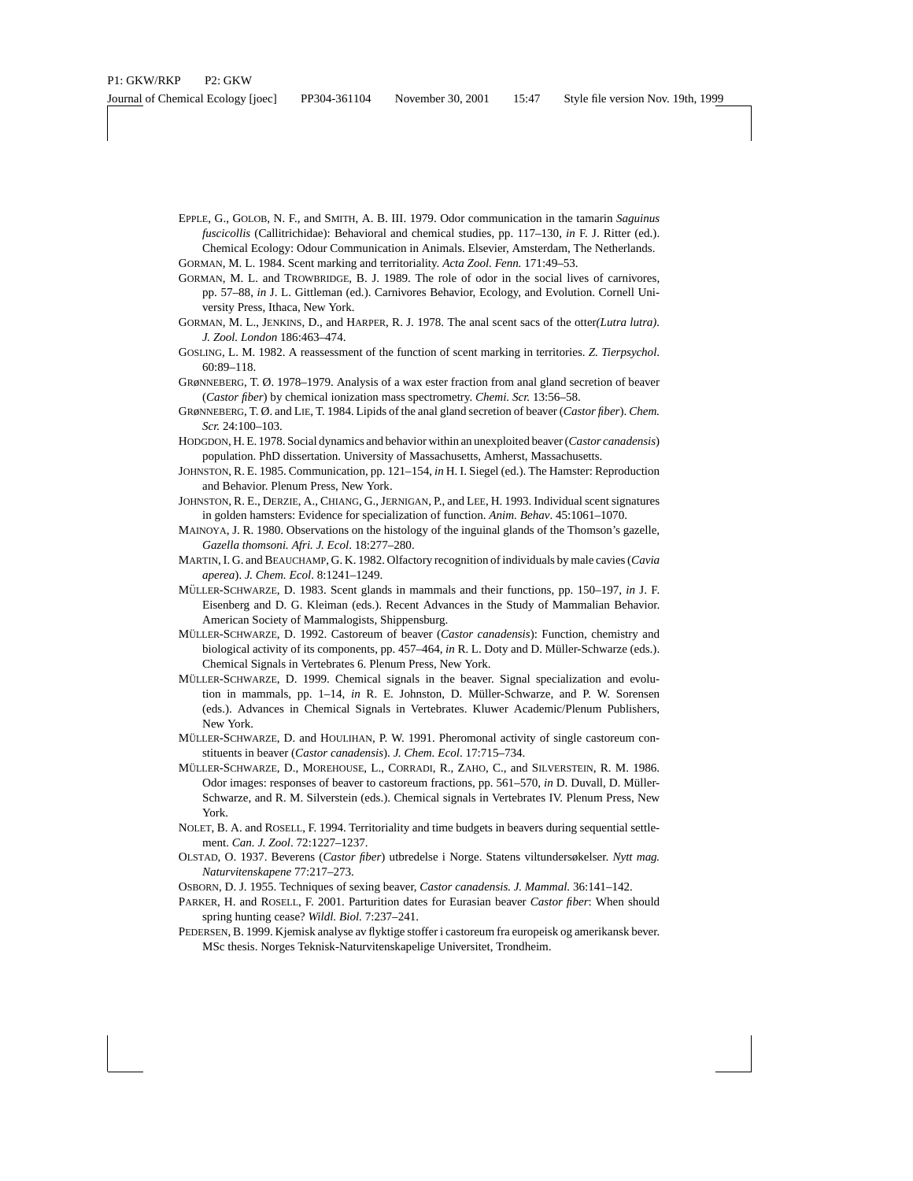Epple, G., Golob, N. F., and Smith, A. B. III. 1979. Odor communication in the tamarin *Saguinus fuscicollis* (Callitrichidae): Behavioral and chemical studies, pp. 117–130, *in* F. J. Ritter (ed.). Chemical Ecology: Odour Communication in Animals. Elsevier, Amsterdam, The Netherlands.

Gorman, M. L. 1984. Scent marking and territoriality. *Acta Zool. Fenn.* 171:49–53.

Gorman, M. L. and Trowbridge, B. J. 1989. The role of odor in the social lives of carnivores, pp. 57–88, *in* J. L. Gittleman (ed.). Carnivores Behavior, Ecology, and Evolution. Cornell University Press, Ithaca, New York.

Gorman, M. L., Jenkins, D., and Harper, R. J. 1978. The anal scent sacs of the otter *(Lutra lutra)*. *J. Zool. London* 186:463–474.

Gosling, L. M. 1982. A reassessment of the function of scent marking in territories. *Z. Tierpsychol.* 60:89–118.

Grønneberg, T. Ø. 1978–1979. Analysis of a wax ester fraction from anal gland secretion of beaver (*Castor fiber*) by chemical ionization mass spectrometry. *Chemi. Scr.* 13:56–58.

Grønneberg, T. Ø. and Lie, T. 1984. Lipids of the anal gland secretion of beaver (*Castor fiber*). *Chem. Scr.* 24:100–103.

Hodgdon, H. E. 1978. Social dynamics and behavior within an unexploited beaver (*Castor canadensis*) population. PhD dissertation. University of Massachusetts, Amherst, Massachusetts.

Johnston, R. E. 1985. Communication, pp. 121–154, *in* H. I. Siegel (ed.). The Hamster: Reproduction and Behavior. Plenum Press, New York.

Johnston, R. E., Derzie, A., Chiang, G., Jernigan, P., and Lee, H. 1993. Individual scent signatures in golden hamsters: Evidence for specialization of function. *Anim. Behav*. 45:1061–1070.

Mainoya, J. R. 1980. Observations on the histology of the inguinal glands of the Thomson's gazelle, *Gazella thomsoni. Afri. J. Ecol*. 18:277–280.

Martin, I. G. and Beauchamp, G. K. 1982. Olfactory recognition of individuals by male cavies (*Cavia aperea*). *J. Chem. Ecol*. 8:1241–1249.

Müller-Schwarze, D. 1983. Scent glands in mammals and their functions, pp. 150–197, *in* J. F. Eisenberg and D. G. Kleiman (eds.). Recent Advances in the Study of Mammalian Behavior. American Society of Mammalogists, Shippensburg.

Müller-Schwarze, D. 1992. Castoreum of beaver (*Castor canadensis*): Function, chemistry and biological activity of its components, pp. 457–464, *in* R. L. Doty and D. Müller-Schwarze (eds.). Chemical Signals in Vertebrates 6. Plenum Press, New York.

Müller-Schwarze, D. 1999. Chemical signals in the beaver. Signal specialization and evolution in mammals, pp. 1–14, *in* R. E. Johnston, D. Müller-Schwarze, and P. W. Sorensen (eds.). Advances in Chemical Signals in Vertebrates. Kluwer Academic/Plenum Publishers, New York.

Müller-Schwarze, D. and Houlihan, P. W. 1991. Pheromonal activity of single castoreum constituents in beaver (*Castor canadensis*). *J. Chem. Ecol*. 17:715–734.

Müller-Schwarze, D., Morehouse, L., Corradi, R., Zaho, C., and Silverstein, R. M. 1986. Odor images: responses of beaver to castoreum fractions, pp. 561–570, *in* D. Duvall, D. Müller-Schwarze, and R. M. Silverstein (eds.). Chemical signals in Vertebrates IV. Plenum Press, New York.

Nolet, B. A. and Rosell, F. 1994. Territoriality and time budgets in beavers during sequential settlement. *Can. J. Zool*. 72:1227–1237.

Olstad, O. 1937. Beverens (*Castor fiber*) utbredelse i Norge. Statens viltundersøkelser. *Nytt mag. Naturvitenskapene* 77:217–273.

Osborn, D. J. 1955. Techniques of sexing beaver, *Castor canadensis. J. Mammal.* 36:141–142.

Parker, H. and Rosell, F. 2001. Parturition dates for Eurasian beaver *Castor fiber*: When should spring hunting cease? *Wildl. Biol.* 7:237–241.

Pedersen, B. 1999. Kjemisk analyse av flyktige stoffer i castoreum fra europeisk og amerikansk bever. MSc thesis. Norges Teknisk-Naturvitenskapelige Universitet, Trondheim.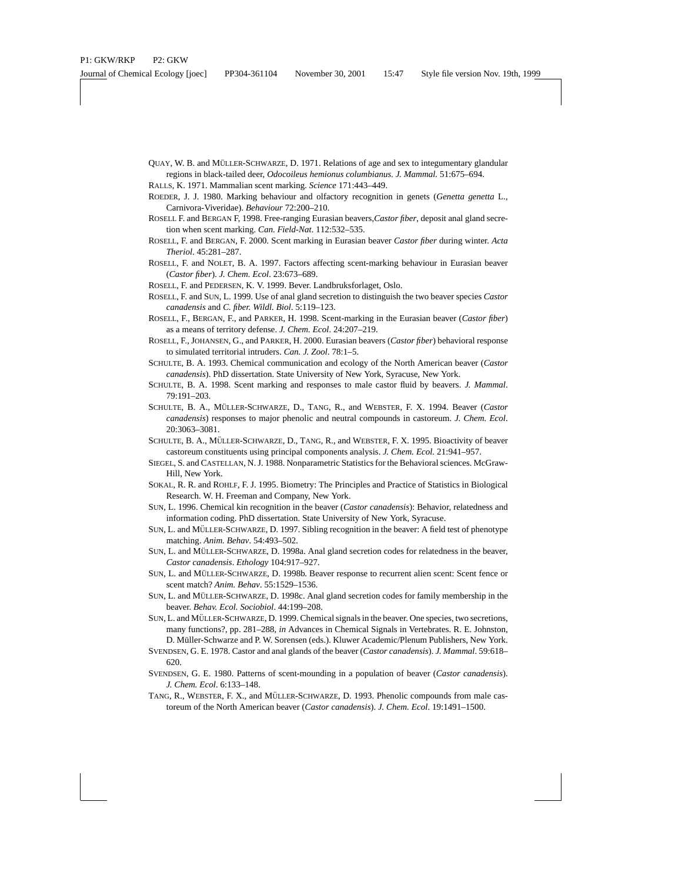QUAY, W. B. and MÜLLER-SCHWARZE, D. 1971. Relations of age and sex to integumentary glandular regions in black-tailed deer, *Odocoileus hemionus columbianus*. *J. Mammal.* 51:675–694.

RALLS, K. 1971. Mammalian scent marking. *Science* 171:443–449.

ROEDER, J. J. 1980. Marking behaviour and olfactory recognition in genets (*Genetta genetta* L., Carnivora-Viveridae). *Behaviour* 72:200–210.

ROSELL F. and BERGAN F, 1998. Free-ranging Eurasian beavers,*Castor fiber*, deposit anal gland secretion when scent marking. *Can. Field-Nat*. 112:532–535.

ROSELL, F. and BERGAN, F. 2000. Scent marking in Eurasian beaver *Castor fiber* during winter. *Acta Theriol*. 45:281–287.

ROSELL, F. and NOLET, B. A. 1997. Factors affecting scent-marking behaviour in Eurasian beaver (*Castor fiber*). *J. Chem. Ecol*. 23:673–689.

ROSELL, F. and PEDERSEN, K. V. 1999. Bever. Landbruksforlaget, Oslo.

ROSELL, F. and SUN, L. 1999. Use of anal gland secretion to distinguish the two beaver species *Castor canadensis* and *C. fiber. Wildl. Biol*. 5:119–123.

ROSELL, F., BERGAN, F., and PARKER, H. 1998. Scent-marking in the Eurasian beaver (*Castor fiber*) as a means of territory defense. *J. Chem. Ecol*. 24:207–219.

ROSELL, F., JOHANSEN, G., and PARKER, H. 2000. Eurasian beavers (*Castor fiber*) behavioral response to simulated territorial intruders. *Can. J. Zool*. 78:1–5.

SCHULTE, B. A. 1993. Chemical communication and ecology of the North American beaver (*Castor canadensis*). PhD dissertation. State University of New York, Syracuse, New York.

SCHULTE, B. A. 1998. Scent marking and responses to male castor fluid by beavers. *J. Mammal*. 79:191–203.

SCHULTE, B. A., MÜLLER-SCHWARZE, D., TANG, R., and WEBSTER, F. X. 1994. Beaver (*Castor canadensis*) responses to major phenolic and neutral compounds in castoreum. *J. Chem. Ecol*. 20:3063–3081.

SCHULTE, B. A., MÜLLER-SCHWARZE, D., TANG, R., and WEBSTER, F. X. 1995. Bioactivity of beaver castoreum constituents using principal components analysis. *J. Chem. Ecol.* 21:941–957.

SIEGEL, S. and CASTELLAN, N. J. 1988. Nonparametric Statistics for the Behavioral sciences. McGraw-Hill, New York.

SOKAL, R. R. and ROHLF, F. J. 1995. Biometry: The Principles and Practice of Statistics in Biological Research. W. H. Freeman and Company, New York.

SUN, L. 1996. Chemical kin recognition in the beaver (*Castor canadensis*): Behavior, relatedness and information coding. PhD dissertation. State University of New York, Syracuse.

SUN, L. and MÜLLER-SCHWARZE, D. 1997. Sibling recognition in the beaver: A field test of phenotype matching. *Anim. Behav*. 54:493–502.

SUN, L. and MÜLLER-SCHWARZE, D. 1998a. Anal gland secretion codes for relatedness in the beaver, *Castor canadensis*. *Ethology* 104:917–927.

SUN, L. and MÜLLER-SCHWARZE, D. 1998b. Beaver response to recurrent alien scent: Scent fence or scent match? *Anim. Behav*. 55:1529–1536.

SUN, L. and MÜLLER-SCHWARZE, D. 1998c. Anal gland secretion codes for family membership in the beaver. *Behav. Ecol. Sociobiol*. 44:199–208.

SUN, L. and MÜLLER-SCHWARZE, D. 1999. Chemical signals in the beaver. One species, two secretions, many functions?, pp. 281–288, *in* Advances in Chemical Signals in Vertebrates. R. E. Johnston, D. Müller-Schwarze and P. W. Sorensen (eds.). Kluwer Academic/Plenum Publishers, New York.

SVENDSEN, G. E. 1978. Castor and anal glands of the beaver (*Castor canadensis*). *J. Mammal*. 59:618–620.

SVENDSEN, G. E. 1980. Patterns of scent-mounding in a population of beaver (*Castor canadensis*). *J. Chem. Ecol*. 6:133–148.

TANG, R., WEBSTER, F. X., and MÜLLER-SCHWARZE, D. 1993. Phenolic compounds from male castoreum of the North American beaver (*Castor canadensis*). *J. Chem. Ecol*. 19:1491–1500.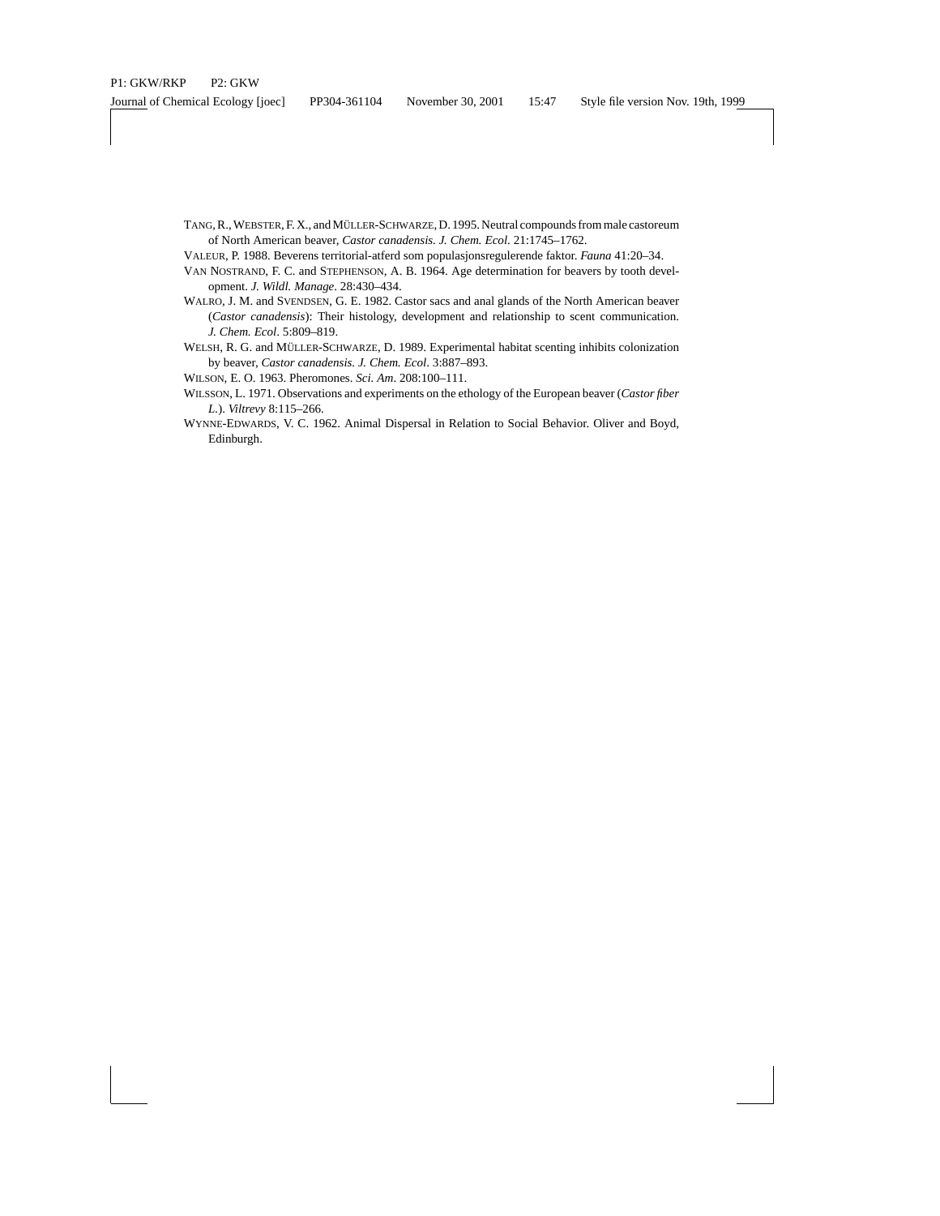TANG, R., WEBSTER, F. X., and MÜLLER-SCHWARZE, D. 1995. Neutral compounds from male castoreum of North American beaver, *Castor canadensis. J. Chem. Ecol*. 21:1745–1762.

VALEUR, P. 1988. Beverens territorial-atferd som populasjonsregulerende faktor. *Fauna* 41:20–34.

VAN NOSTRAND, F. C. and STEPHENSON, A. B. 1964. Age determination for beavers by tooth development. *J. Wildl. Manage*. 28:430–434.

WALRO, J. M. and SVENDSEN, G. E. 1982. Castor sacs and anal glands of the North American beaver (*Castor canadensis*): Their histology, development and relationship to scent communication. *J. Chem. Ecol*. 5:809–819.

WELSH, R. G. and MÜLLER-SCHWARZE, D. 1989. Experimental habitat scenting inhibits colonization by beaver, *Castor canadensis. J. Chem. Ecol*. 3:887–893.

WILSON, E. O. 1963. Pheromones. *Sci. Am*. 208:100–111.

WILSSON, L. 1971. Observations and experiments on the ethology of the European beaver (*Castor fiber L*.). *Viltrevy* 8:115–266.

WYNNE-EDWARDS, V. C. 1962. Animal Dispersal in Relation to Social Behavior. Oliver and Boyd, Edinburgh.